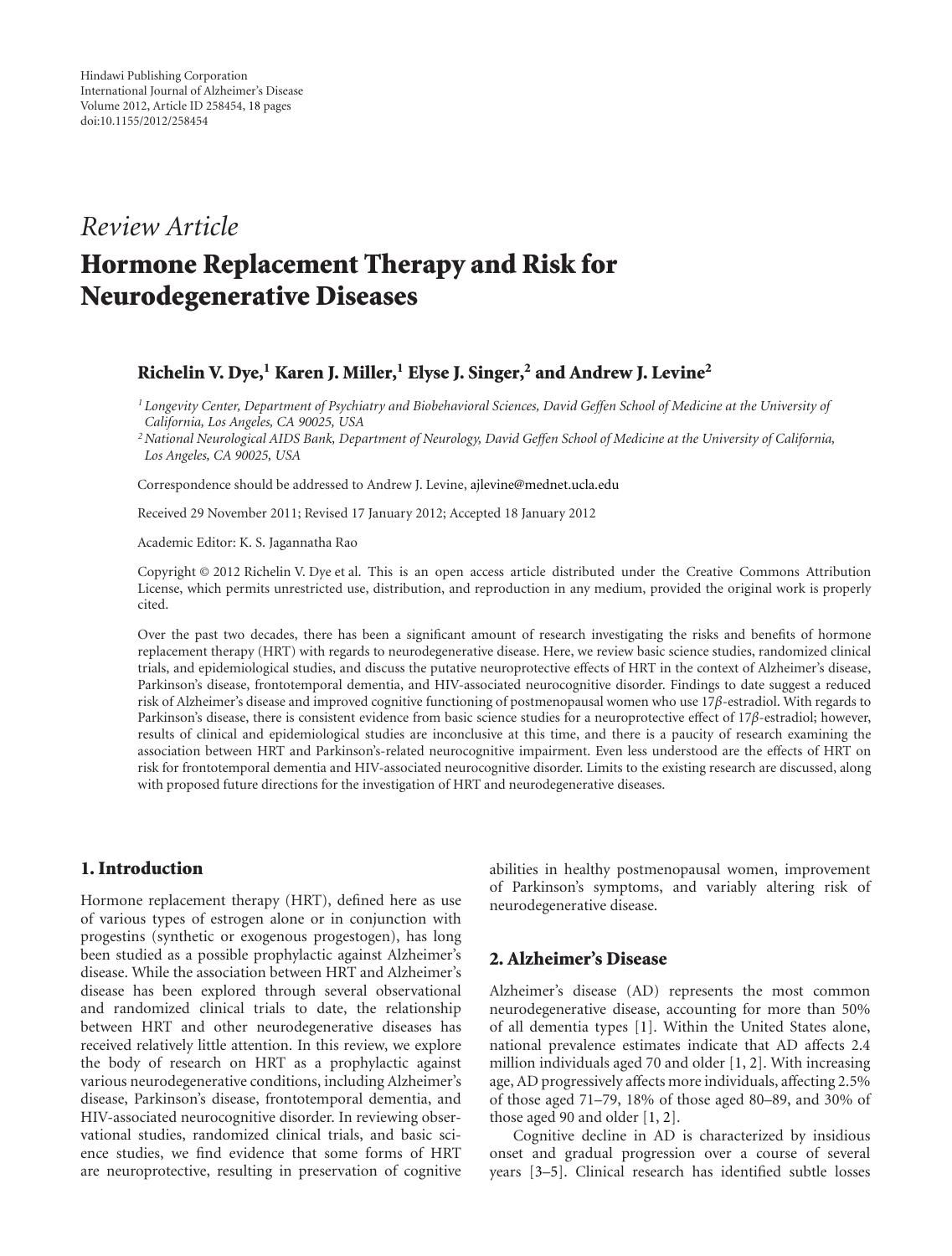Hindawi Publishing Corporation
International Journal of Alzheimer's Disease
Volume 2012, Article ID 258454, 18 pages
doi:10.1155/2012/258454

*Review Article*

# Hormone Replacement Therapy and Risk for Neurodegenerative Diseases

**Richelin V. Dye,[1] Karen J. Miller,[1] Elyse J. Singer,[2] and Andrew J. Levine[2]**

[1] *Longevity Center, Department of Psychiatry and Biobehavioral Sciences, David Geffen School of Medicine at the University of California, Los Angeles, CA 90025, USA*

[2] *National Neurological AIDS Bank, Department of Neurology, David Geffen School of Medicine at the University of California, Los Angeles, CA 90025, USA*

Correspondence should be addressed to Andrew J. Levine, ajlevine@mednet.ucla.edu

Received 29 November 2011; Revised 17 January 2012; Accepted 18 January 2012

Academic Editor: K. S. Jagannatha Rao

Copyright © 2012 Richelin V. Dye et al. This is an open access article distributed under the Creative Commons Attribution License, which permits unrestricted use, distribution, and reproduction in any medium, provided the original work is properly cited.

Over the past two decades, there has been a significant amount of research investigating the risks and benefits of hormone replacement therapy (HRT) with regards to neurodegenerative disease. Here, we review basic science studies, randomized clinical trials, and epidemiological studies, and discuss the putative neuroprotective effects of HRT in the context of Alzheimer's disease, Parkinson's disease, frontotemporal dementia, and HIV-associated neurocognitive disorder. Findings to date suggest a reduced risk of Alzheimer's disease and improved cognitive functioning of postmenopausal women who use 17$\beta$-estradiol. With regards to Parkinson's disease, there is consistent evidence from basic science studies for a neuroprotective effect of 17$\beta$-estradiol; however, results of clinical and epidemiological studies are inconclusive at this time, and there is a paucity of research examining the association between HRT and Parkinson's-related neurocognitive impairment. Even less understood are the effects of HRT on risk for frontotemporal dementia and HIV-associated neurocognitive disorder. Limits to the existing research are discussed, along with proposed future directions for the investigation of HRT and neurodegenerative diseases.

## 1. Introduction

Hormone replacement therapy (HRT), defined here as use of various types of estrogen alone or in conjunction with progestins (synthetic or exogenous progestogen), has long been studied as a possible prophylactic against Alzheimer's disease. While the association between HRT and Alzheimer's disease has been explored through several observational and randomized clinical trials to date, the relationship between HRT and other neurodegenerative diseases has received relatively little attention. In this review, we explore the body of research on HRT as a prophylactic against various neurodegenerative conditions, including Alzheimer's disease, Parkinson's disease, frontotemporal dementia, and HIV-associated neurocognitive disorder. In reviewing observational studies, randomized clinical trials, and basic science studies, we find evidence that some forms of HRT are neuroprotective, resulting in preservation of cognitive abilities in healthy postmenopausal women, improvement of Parkinson's symptoms, and variably altering risk of neurodegenerative disease.

## 2. Alzheimer's Disease

Alzheimer's disease (AD) represents the most common neurodegenerative disease, accounting for more than 50% of all dementia types [1]. Within the United States alone, national prevalence estimates indicate that AD affects 2.4 million individuals aged 70 and older [1, 2]. With increasing age, AD progressively affects more individuals, affecting 2.5% of those aged 71–79, 18% of those aged 80–89, and 30% of those aged 90 and older [1, 2].

Cognitive decline in AD is characterized by insidious onset and gradual progression over a course of several years [3–5]. Clinical research has identified subtle losses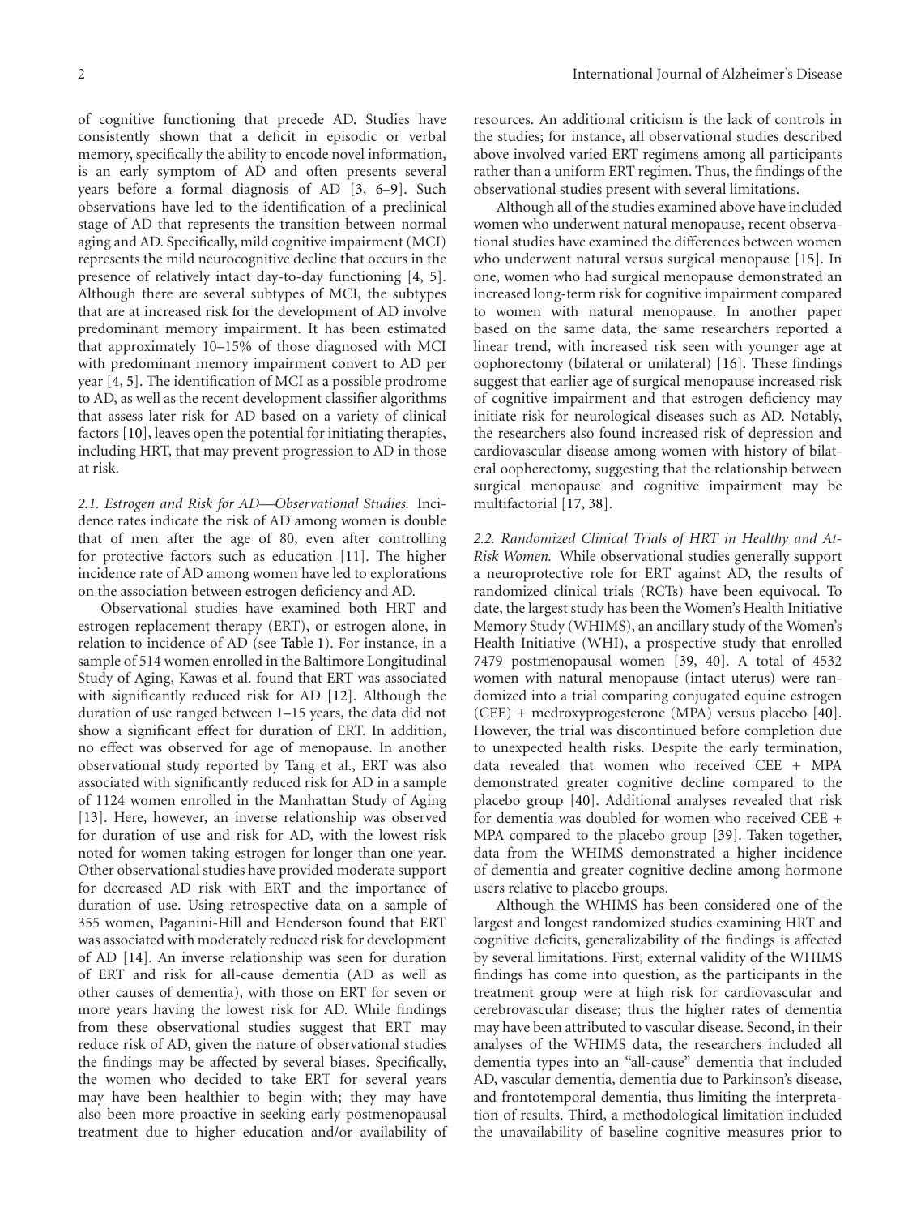of cognitive functioning that precede AD. Studies have consistently shown that a deficit in episodic or verbal memory, specifically the ability to encode novel information, is an early symptom of AD and often presents several years before a formal diagnosis of AD [3, 6–9]. Such observations have led to the identification of a preclinical stage of AD that represents the transition between normal aging and AD. Specifically, mild cognitive impairment (MCI) represents the mild neurocognitive decline that occurs in the presence of relatively intact day-to-day functioning [4, 5]. Although there are several subtypes of MCI, the subtypes that are at increased risk for the development of AD involve predominant memory impairment. It has been estimated that approximately 10–15% of those diagnosed with MCI with predominant memory impairment convert to AD per year [4, 5]. The identification of MCI as a possible prodrome to AD, as well as the recent development classifier algorithms that assess later risk for AD based on a variety of clinical factors [10], leaves open the potential for initiating therapies, including HRT, that may prevent progression to AD in those at risk.

*2.1. Estrogen and Risk for AD—Observational Studies.* Incidence rates indicate the risk of AD among women is double that of men after the age of 80, even after controlling for protective factors such as education [11]. The higher incidence rate of AD among women have led to explorations on the association between estrogen deficiency and AD.

Observational studies have examined both HRT and estrogen replacement therapy (ERT), or estrogen alone, in relation to incidence of AD (see Table 1). For instance, in a sample of 514 women enrolled in the Baltimore Longitudinal Study of Aging, Kawas et al. found that ERT was associated with significantly reduced risk for AD [12]. Although the duration of use ranged between 1–15 years, the data did not show a significant effect for duration of ERT. In addition, no effect was observed for age of menopause. In another observational study reported by Tang et al., ERT was also associated with significantly reduced risk for AD in a sample of 1124 women enrolled in the Manhattan Study of Aging [13]. Here, however, an inverse relationship was observed for duration of use and risk for AD, with the lowest risk noted for women taking estrogen for longer than one year. Other observational studies have provided moderate support for decreased AD risk with ERT and the importance of duration of use. Using retrospective data on a sample of 355 women, Paganini-Hill and Henderson found that ERT was associated with moderately reduced risk for development of AD [14]. An inverse relationship was seen for duration of ERT and risk for all-cause dementia (AD as well as other causes of dementia), with those on ERT for seven or more years having the lowest risk for AD. While findings from these observational studies suggest that ERT may reduce risk of AD, given the nature of observational studies the findings may be affected by several biases. Specifically, the women who decided to take ERT for several years may have been healthier to begin with; they may have also been more proactive in seeking early postmenopausal treatment due to higher education and/or availability of resources. An additional criticism is the lack of controls in the studies; for instance, all observational studies described above involved varied ERT regimens among all participants rather than a uniform ERT regimen. Thus, the findings of the observational studies present with several limitations.

Although all of the studies examined above have included women who underwent natural menopause, recent observational studies have examined the differences between women who underwent natural versus surgical menopause [15]. In one, women who had surgical menopause demonstrated an increased long-term risk for cognitive impairment compared to women with natural menopause. In another paper based on the same data, the same researchers reported a linear trend, with increased risk seen with younger age at oophorectomy (bilateral or unilateral) [16]. These findings suggest that earlier age of surgical menopause increased risk of cognitive impairment and that estrogen deficiency may initiate risk for neurological diseases such as AD. Notably, the researchers also found increased risk of depression and cardiovascular disease among women with history of bilateral oopherectomy, suggesting that the relationship between surgical menopause and cognitive impairment may be multifactorial [17, 38].

*2.2. Randomized Clinical Trials of HRT in Healthy and At-Risk Women.* While observational studies generally support a neuroprotective role for ERT against AD, the results of randomized clinical trials (RCTs) have been equivocal. To date, the largest study has been the Women's Health Initiative Memory Study (WHIMS), an ancillary study of the Women's Health Initiative (WHI), a prospective study that enrolled 7479 postmenopausal women [39, 40]. A total of 4532 women with natural menopause (intact uterus) were randomized into a trial comparing conjugated equine estrogen (CEE) + medroxyprogesterone (MPA) versus placebo [40]. However, the trial was discontinued before completion due to unexpected health risks. Despite the early termination, data revealed that women who received CEE + MPA demonstrated greater cognitive decline compared to the placebo group [40]. Additional analyses revealed that risk for dementia was doubled for women who received CEE + MPA compared to the placebo group [39]. Taken together, data from the WHIMS demonstrated a higher incidence of dementia and greater cognitive decline among hormone users relative to placebo groups.

Although the WHIMS has been considered one of the largest and longest randomized studies examining HRT and cognitive deficits, generalizability of the findings is affected by several limitations. First, external validity of the WHIMS findings has come into question, as the participants in the treatment group were at high risk for cardiovascular and cerebrovascular disease; thus the higher rates of dementia may have been attributed to vascular disease. Second, in their analyses of the WHIMS data, the researchers included all dementia types into an "all-cause" dementia that included AD, vascular dementia, dementia due to Parkinson's disease, and frontotemporal dementia, thus limiting the interpretation of results. Third, a methodological limitation included the unavailability of baseline cognitive measures prior to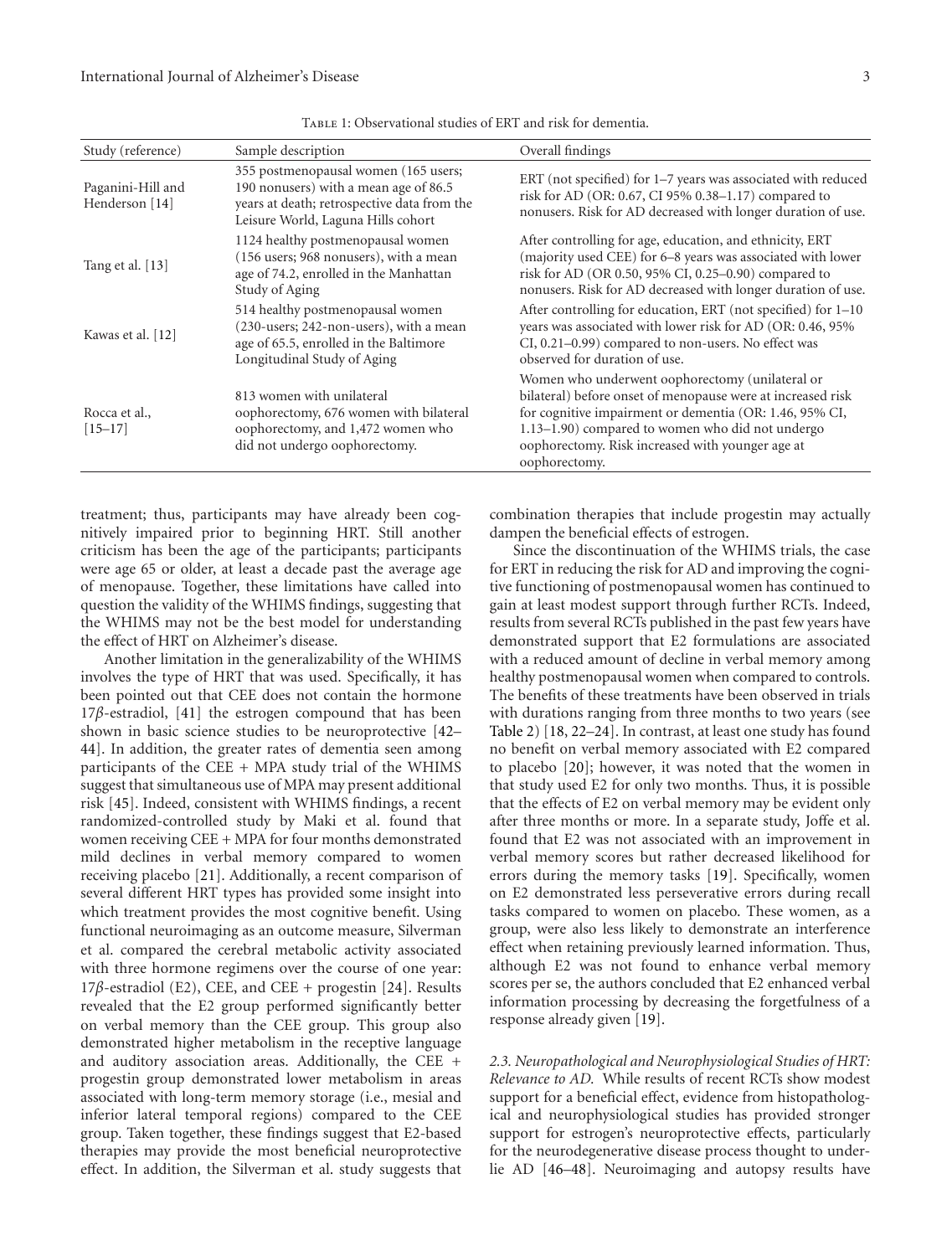Table 1: Observational studies of ERT and risk for dementia.

| Study (reference) | Sample description | Overall findings |
|---|---|---|
| Paganini-Hill and Henderson [14] | 355 postmenopausal women (165 users; 190 nonusers) with a mean age of 86.5 years at death; retrospective data from the Leisure World, Laguna Hills cohort | ERT (not specified) for 1–7 years was associated with reduced risk for AD (OR: 0.67, CI 95% 0.38–1.17) compared to nonusers. Risk for AD decreased with longer duration of use. |
| Tang et al. [13] | 1124 healthy postmenopausal women (156 users; 968 nonusers), with a mean age of 74.2, enrolled in the Manhattan Study of Aging | After controlling for age, education, and ethnicity, ERT (majority used CEE) for 6–8 years was associated with lower risk for AD (OR 0.50, 95% CI, 0.25–0.90) compared to nonusers. Risk for AD decreased with longer duration of use. |
| Kawas et al. [12] | 514 healthy postmenopausal women (230-users; 242-non-users), with a mean age of 65.5, enrolled in the Baltimore Longitudinal Study of Aging | After controlling for education, ERT (not specified) for 1–10 years was associated with lower risk for AD (OR: 0.46, 95% CI, 0.21–0.99) compared to non-users. No effect was observed for duration of use. |
| Rocca et al., [15–17] | 813 women with unilateral oophorectomy, 676 women with bilateral oophorectomy, and 1,472 women who did not undergo oophorectomy. | Women who underwent oophorectomy (unilateral or bilateral) before onset of menopause were at increased risk for cognitive impairment or dementia (OR: 1.46, 95% CI, 1.13–1.90) compared to women who did not undergo oophorectomy. Risk increased with younger age at oophorectomy. |

treatment; thus, participants may have already been cognitively impaired prior to beginning HRT. Still another criticism has been the age of the participants; participants were age 65 or older, at least a decade past the average age of menopause. Together, these limitations have called into question the validity of the WHIMS findings, suggesting that the WHIMS may not be the best model for understanding the effect of HRT on Alzheimer's disease.

Another limitation in the generalizability of the WHIMS involves the type of HRT that was used. Specifically, it has been pointed out that CEE does not contain the hormone 17$\beta$-estradiol, [41] the estrogen compound that has been shown in basic science studies to be neuroprotective [42–44]. In addition, the greater rates of dementia seen among participants of the CEE + MPA study trial of the WHIMS suggest that simultaneous use of MPA may present additional risk [45]. Indeed, consistent with WHIMS findings, a recent randomized-controlled study by Maki et al. found that women receiving CEE + MPA for four months demonstrated mild declines in verbal memory compared to women receiving placebo [21]. Additionally, a recent comparison of several different HRT types has provided some insight into which treatment provides the most cognitive benefit. Using functional neuroimaging as an outcome measure, Silverman et al. compared the cerebral metabolic activity associated with three hormone regimens over the course of one year: 17$\beta$-estradiol (E2), CEE, and CEE + progestin [24]. Results revealed that the E2 group performed significantly better on verbal memory than the CEE group. This group also demonstrated higher metabolism in the receptive language and auditory association areas. Additionally, the CEE + progestin group demonstrated lower metabolism in areas associated with long-term memory storage (i.e., mesial and inferior lateral temporal regions) compared to the CEE group. Taken together, these findings suggest that E2-based therapies may provide the most beneficial neuroprotective effect. In addition, the Silverman et al. study suggests that combination therapies that include progestin may actually dampen the beneficial effects of estrogen.

Since the discontinuation of the WHIMS trials, the case for ERT in reducing the risk for AD and improving the cognitive functioning of postmenopausal women has continued to gain at least modest support through further RCTs. Indeed, results from several RCTs published in the past few years have demonstrated support that E2 formulations are associated with a reduced amount of decline in verbal memory among healthy postmenopausal women when compared to controls. The benefits of these treatments have been observed in trials with durations ranging from three months to two years (see Table 2) [18, 22–24]. In contrast, at least one study has found no benefit on verbal memory associated with E2 compared to placebo [20]; however, it was noted that the women in that study used E2 for only two months. Thus, it is possible that the effects of E2 on verbal memory may be evident only after three months or more. In a separate study, Joffe et al. found that E2 was not associated with an improvement in verbal memory scores but rather decreased likelihood for errors during the memory tasks [19]. Specifically, women on E2 demonstrated less perseverative errors during recall tasks compared to women on placebo. These women, as a group, were also less likely to demonstrate an interference effect when retaining previously learned information. Thus, although E2 was not found to enhance verbal memory scores per se, the authors concluded that E2 enhanced verbal information processing by decreasing the forgetfulness of a response already given [19].

*2.3. Neuropathological and Neurophysiological Studies of HRT: Relevance to AD.* While results of recent RCTs show modest support for a beneficial effect, evidence from histopathological and neurophysiological studies has provided stronger support for estrogen's neuroprotective effects, particularly for the neurodegenerative disease process thought to underlie AD [46–48]. Neuroimaging and autopsy results have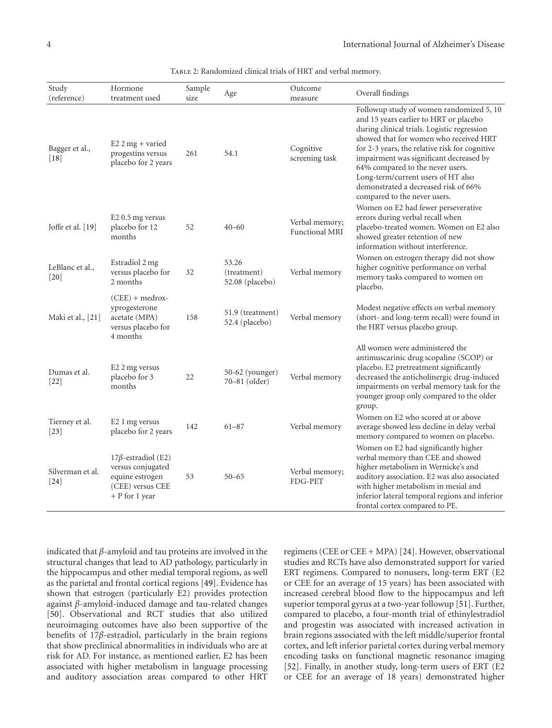Table 2: Randomized clinical trials of HRT and verbal memory.

| Study (reference) | Hormone treatment used | Sample size | Age | Outcome measure | Overall findings |
|---|---|---|---|---|---|
| Bagger et al., [18] | E2 2 mg + varied progestins versus placebo for 2 years | 261 | 54.1 | Cognitive screening task | Followup study of women randomized 5, 10 and 15 years earlier to HRT or placebo during clinical trials. Logistic regression showed that for women who received HRT for 2-3 years, the relative risk for cognitive impairment was significant decreased by 64% compared to the never users. Long-term/current users of HT also demonstrated a decreased risk of 66% compared to the never users. |
| Joffe et al. [19] | E2 0.5 mg versus placebo for 12 months | 52 | 40–60 | Verbal memory; Functional MRI | Women on E2 had fewer perseverative errors during verbal recall when placebo-treated women. Women on E2 also showed greater retention of new information without interference. |
| LeBlanc et al., [20] | Estradiol 2 mg versus placebo for 2 months | 32 | 53.26 (treatment) 52.08 (placebo) | Verbal memory | Women on estrogen therapy did not show higher cognitive performance on verbal memory tasks compared to women on placebo. |
| Maki et al., [21] | (CEE) + medroxyprogesterone acetate (MPA) versus placebo for 4 months | 158 | 51.9 (treatment) 52.4 (placebo) | Verbal memory | Modest negative effects on verbal memory (short- and long-term recall) were found in the HRT versus placebo group. |
| Dumas et al. [22] | E2 2 mg versus placebo for 3 months | 22 | 50-62 (younger) 70–81 (older) | Verbal memory | All women were administered the antimuscarinic drug scopaline (SCOP) or placebo. E2 pretreatment significantly decreased the anticholinergic drug-induced impairments on verbal memory task for the younger group only compared to the older group. |
| Tierney et al. [23] | E2 1 mg versus placebo for 2 years | 142 | 61–87 | Verbal memory | Women on E2 who scored at or above average showed less decline in delay verbal memory compared to women on placebo. |
| Silverman et al. [24] | 17$\beta$-estradiol (E2) versus conjugated equine estrogen (CEE) versus CEE + P for 1 year | 53 | 50–65 | Verbal memory; FDG-PET | Women on E2 had significantly higher verbal memory than CEE and showed higher metabolism in Wernicke's and auditory association. E2 was also associated with higher metabolism in mesial and inferior lateral temporal regions and inferior frontal cortex compared to PE. |

indicated that $\beta$-amyloid and tau proteins are involved in the structural changes that lead to AD pathology, particularly in the hippocampus and other medial temporal regions, as well as the parietal and frontal cortical regions [49]. Evidence has shown that estrogen (particularly E2) provides protection against $\beta$-amyloid-induced damage and tau-related changes [50]. Observational and RCT studies that also utilized neuroimaging outcomes have also been supportive of the benefits of 17$\beta$-estradiol, particularly in the brain regions that show preclinical abnormalities in individuals who are at risk for AD. For instance, as mentioned earlier, E2 has been associated with higher metabolism in language processing and auditory association areas compared to other HRT regimens (CEE or CEE + MPA) [24]. However, observational studies and RCTs have also demonstrated support for varied ERT regimens. Compared to nonusers, long-term ERT (E2 or CEE for an average of 15 years) has been associated with increased cerebral blood flow to the hippocampus and left superior temporal gyrus at a two-year followup [51]. Further, compared to placebo, a four-month trial of ethinylestradiol and progestin was associated with increased activation in brain regions associated with the left middle/superior frontal cortex, and left inferior parietal cortex during verbal memory encoding tasks on functional magnetic resonance imaging [52]. Finally, in another study, long-term users of ERT (E2 or CEE for an average of 18 years) demonstrated higher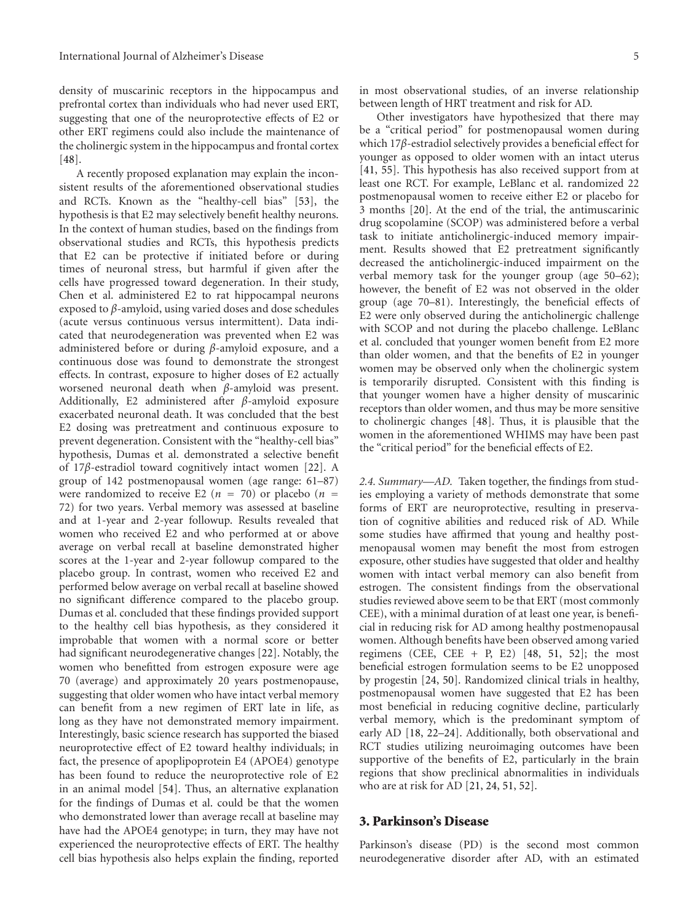density of muscarinic receptors in the hippocampus and prefrontal cortex than individuals who had never used ERT, suggesting that one of the neuroprotective effects of E2 or other ERT regimens could also include the maintenance of the cholinergic system in the hippocampus and frontal cortex [48].

A recently proposed explanation may explain the inconsistent results of the aforementioned observational studies and RCTs. Known as the "healthy-cell bias" [53], the hypothesis is that E2 may selectively benefit healthy neurons. In the context of human studies, based on the findings from observational studies and RCTs, this hypothesis predicts that E2 can be protective if initiated before or during times of neuronal stress, but harmful if given after the cells have progressed toward degeneration. In their study, Chen et al. administered E2 to rat hippocampal neurons exposed to $\beta$-amyloid, using varied doses and dose schedules (acute versus continuous versus intermittent). Data indicated that neurodegeneration was prevented when E2 was administered before or during $\beta$-amyloid exposure, and a continuous dose was found to demonstrate the strongest effects. In contrast, exposure to higher doses of E2 actually worsened neuronal death when $\beta$-amyloid was present. Additionally, E2 administered after $\beta$-amyloid exposure exacerbated neuronal death. It was concluded that the best E2 dosing was pretreatment and continuous exposure to prevent degeneration. Consistent with the "healthy-cell bias" hypothesis, Dumas et al. demonstrated a selective benefit of 17$\beta$-estradiol toward cognitively intact women [22]. A group of 142 postmenopausal women (age range: 61–87) were randomized to receive E2 ($n = 70$) or placebo ($n = 72$) for two years. Verbal memory was assessed at baseline and at 1-year and 2-year followup. Results revealed that women who received E2 and who performed at or above average on verbal recall at baseline demonstrated higher scores at the 1-year and 2-year followup compared to the placebo group. In contrast, women who received E2 and performed below average on verbal recall at baseline showed no significant difference compared to the placebo group. Dumas et al. concluded that these findings provided support to the healthy cell bias hypothesis, as they considered it improbable that women with a normal score or better had significant neurodegenerative changes [22]. Notably, the women who benefitted from estrogen exposure were age 70 (average) and approximately 20 years postmenopause, suggesting that older women who have intact verbal memory can benefit from a new regimen of ERT late in life, as long as they have not demonstrated memory impairment. Interestingly, basic science research has supported the biased neuroprotective effect of E2 toward healthy individuals; in fact, the presence of apoplipoprotein E4 (APOE4) genotype has been found to reduce the neuroprotective role of E2 in an animal model [54]. Thus, an alternative explanation for the findings of Dumas et al. could be that the women who demonstrated lower than average recall at baseline may have had the APOE4 genotype; in turn, they may have not experienced the neuroprotective effects of ERT. The healthy cell bias hypothesis also helps explain the finding, reported in most observational studies, of an inverse relationship between length of HRT treatment and risk for AD.

Other investigators have hypothesized that there may be a "critical period" for postmenopausal women during which 17$\beta$-estradiol selectively provides a beneficial effect for younger as opposed to older women with an intact uterus [41, 55]. This hypothesis has also received support from at least one RCT. For example, LeBlanc et al. randomized 22 postmenopausal women to receive either E2 or placebo for 3 months [20]. At the end of the trial, the antimuscarinic drug scopolamine (SCOP) was administered before a verbal task to initiate anticholinergic-induced memory impairment. Results showed that E2 pretreatment significantly decreased the anticholinergic-induced impairment on the verbal memory task for the younger group (age 50–62); however, the benefit of E2 was not observed in the older group (age 70–81). Interestingly, the beneficial effects of E2 were only observed during the anticholinergic challenge with SCOP and not during the placebo challenge. LeBlanc et al. concluded that younger women benefit from E2 more than older women, and that the benefits of E2 in younger women may be observed only when the cholinergic system is temporarily disrupted. Consistent with this finding is that younger women have a higher density of muscarinic receptors than older women, and thus may be more sensitive to cholinergic changes [48]. Thus, it is plausible that the women in the aforementioned WHIMS may have been past the "critical period" for the beneficial effects of E2.

*2.4. Summary—AD.* Taken together, the findings from studies employing a variety of methods demonstrate that some forms of ERT are neuroprotective, resulting in preservation of cognitive abilities and reduced risk of AD. While some studies have affirmed that young and healthy postmenopausal women may benefit the most from estrogen exposure, other studies have suggested that older and healthy women with intact verbal memory can also benefit from estrogen. The consistent findings from the observational studies reviewed above seem to be that ERT (most commonly CEE), with a minimal duration of at least one year, is beneficial in reducing risk for AD among healthy postmenopausal women. Although benefits have been observed among varied regimens (CEE, CEE + P, E2) [48, 51, 52]; the most beneficial estrogen formulation seems to be E2 unopposed by progestin [24, 50]. Randomized clinical trials in healthy, postmenopausal women have suggested that E2 has been most beneficial in reducing cognitive decline, particularly verbal memory, which is the predominant symptom of early AD [18, 22–24]. Additionally, both observational and RCT studies utilizing neuroimaging outcomes have been supportive of the benefits of E2, particularly in the brain regions that show preclinical abnormalities in individuals who are at risk for AD [21, 24, 51, 52].

## 3. Parkinson's Disease

Parkinson's disease (PD) is the second most common neurodegenerative disorder after AD, with an estimated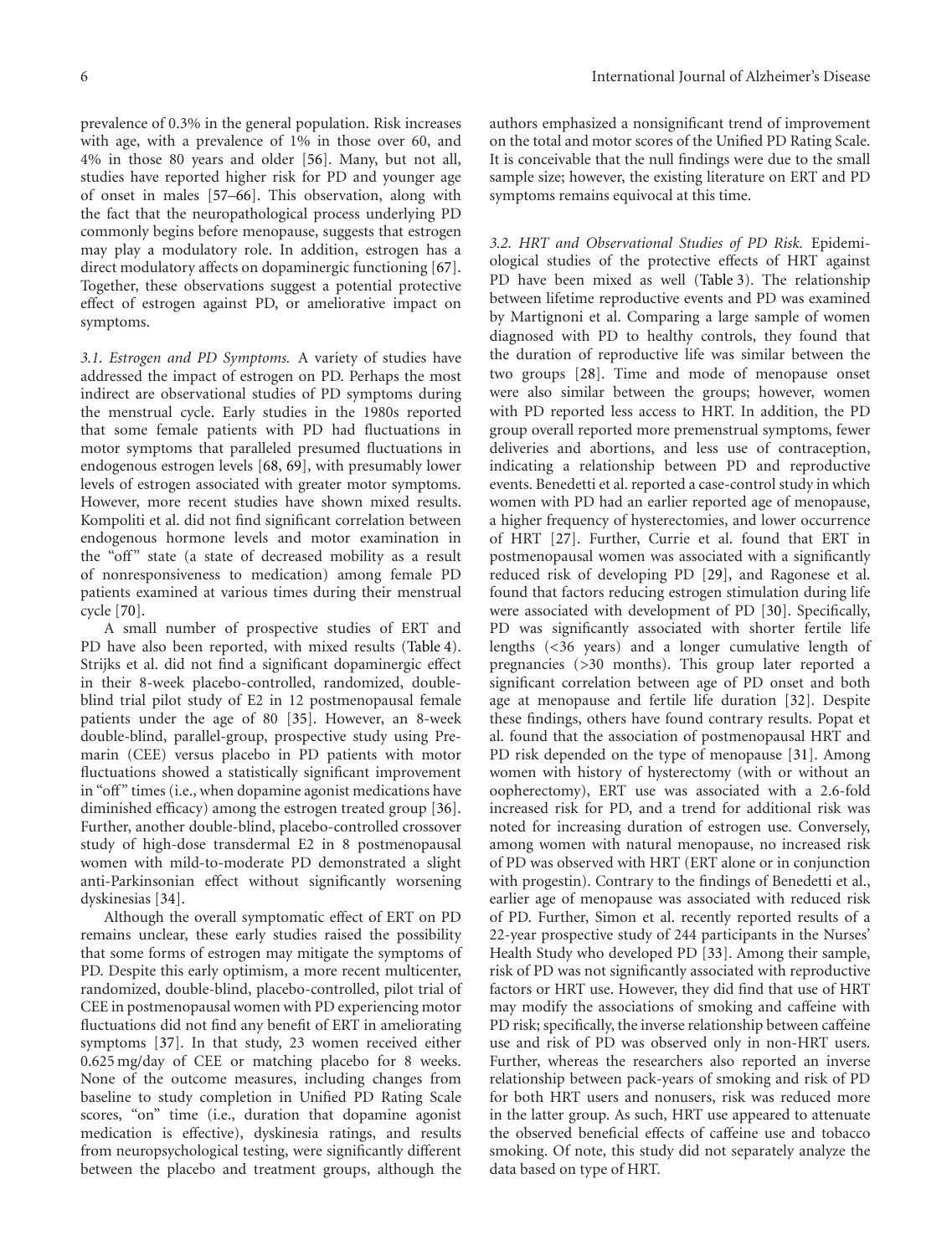prevalence of 0.3% in the general population. Risk increases with age, with a prevalence of 1% in those over 60, and 4% in those 80 years and older [56]. Many, but not all, studies have reported higher risk for PD and younger age of onset in males [57–66]. This observation, along with the fact that the neuropathological process underlying PD commonly begins before menopause, suggests that estrogen may play a modulatory role. In addition, estrogen has a direct modulatory affects on dopaminergic functioning [67]. Together, these observations suggest a potential protective effect of estrogen against PD, or ameliorative impact on symptoms.

*3.1. Estrogen and PD Symptoms.* A variety of studies have addressed the impact of estrogen on PD. Perhaps the most indirect are observational studies of PD symptoms during the menstrual cycle. Early studies in the 1980s reported that some female patients with PD had fluctuations in motor symptoms that paralleled presumed fluctuations in endogenous estrogen levels [68, 69], with presumably lower levels of estrogen associated with greater motor symptoms. However, more recent studies have shown mixed results. Kompoliti et al. did not find significant correlation between endogenous hormone levels and motor examination in the "off" state (a state of decreased mobility as a result of nonresponsiveness to medication) among female PD patients examined at various times during their menstrual cycle [70].

A small number of prospective studies of ERT and PD have also been reported, with mixed results (Table 4). Strijks et al. did not find a significant dopaminergic effect in their 8-week placebo-controlled, randomized, double-blind trial pilot study of E2 in 12 postmenopausal female patients under the age of 80 [35]. However, an 8-week double-blind, parallel-group, prospective study using Premarin (CEE) versus placebo in PD patients with motor fluctuations showed a statistically significant improvement in "off" times (i.e., when dopamine agonist medications have diminished efficacy) among the estrogen treated group [36]. Further, another double-blind, placebo-controlled crossover study of high-dose transdermal E2 in 8 postmenopausal women with mild-to-moderate PD demonstrated a slight anti-Parkinsonian effect without significantly worsening dyskinesias [34].

Although the overall symptomatic effect of ERT on PD remains unclear, these early studies raised the possibility that some forms of estrogen may mitigate the symptoms of PD. Despite this early optimism, a more recent multicenter, randomized, double-blind, placebo-controlled, pilot trial of CEE in postmenopausal women with PD experiencing motor fluctuations did not find any benefit of ERT in ameliorating symptoms [37]. In that study, 23 women received either 0.625 mg/day of CEE or matching placebo for 8 weeks. None of the outcome measures, including changes from baseline to study completion in Unified PD Rating Scale scores, "on" time (i.e., duration that dopamine agonist medication is effective), dyskinesia ratings, and results from neuropsychological testing, were significantly different between the placebo and treatment groups, although the authors emphasized a nonsignificant trend of improvement on the total and motor scores of the Unified PD Rating Scale. It is conceivable that the null findings were due to the small sample size; however, the existing literature on ERT and PD symptoms remains equivocal at this time.

*3.2. HRT and Observational Studies of PD Risk.* Epidemiological studies of the protective effects of HRT against PD have been mixed as well (Table 3). The relationship between lifetime reproductive events and PD was examined by Martignoni et al. Comparing a large sample of women diagnosed with PD to healthy controls, they found that the duration of reproductive life was similar between the two groups [28]. Time and mode of menopause onset were also similar between the groups; however, women with PD reported less access to HRT. In addition, the PD group overall reported more premenstrual symptoms, fewer deliveries and abortions, and less use of contraception, indicating a relationship between PD and reproductive events. Benedetti et al. reported a case-control study in which women with PD had an earlier reported age of menopause, a higher frequency of hysterectomies, and lower occurrence of HRT [27]. Further, Currie et al. found that ERT in postmenopausal women was associated with a significantly reduced risk of developing PD [29], and Ragonese et al. found that factors reducing estrogen stimulation during life were associated with development of PD [30]. Specifically, PD was significantly associated with shorter fertile life lengths (<36 years) and a longer cumulative length of pregnancies (>30 months). This group later reported a significant correlation between age of PD onset and both age at menopause and fertile life duration [32]. Despite these findings, others have found contrary results. Popat et al. found that the association of postmenopausal HRT and PD risk depended on the type of menopause [31]. Among women with history of hysterectomy (with or without an oopherectomy), ERT use was associated with a 2.6-fold increased risk for PD, and a trend for additional risk was noted for increasing duration of estrogen use. Conversely, among women with natural menopause, no increased risk of PD was observed with HRT (ERT alone or in conjunction with progestin). Contrary to the findings of Benedetti et al., earlier age of menopause was associated with reduced risk of PD. Further, Simon et al. recently reported results of a 22-year prospective study of 244 participants in the Nurses' Health Study who developed PD [33]. Among their sample, risk of PD was not significantly associated with reproductive factors or HRT use. However, they did find that use of HRT may modify the associations of smoking and caffeine with PD risk; specifically, the inverse relationship between caffeine use and risk of PD was observed only in non-HRT users. Further, whereas the researchers also reported an inverse relationship between pack-years of smoking and risk of PD for both HRT users and nonusers, risk was reduced more in the latter group. As such, HRT use appeared to attenuate the observed beneficial effects of caffeine use and tobacco smoking. Of note, this study did not separately analyze the data based on type of HRT.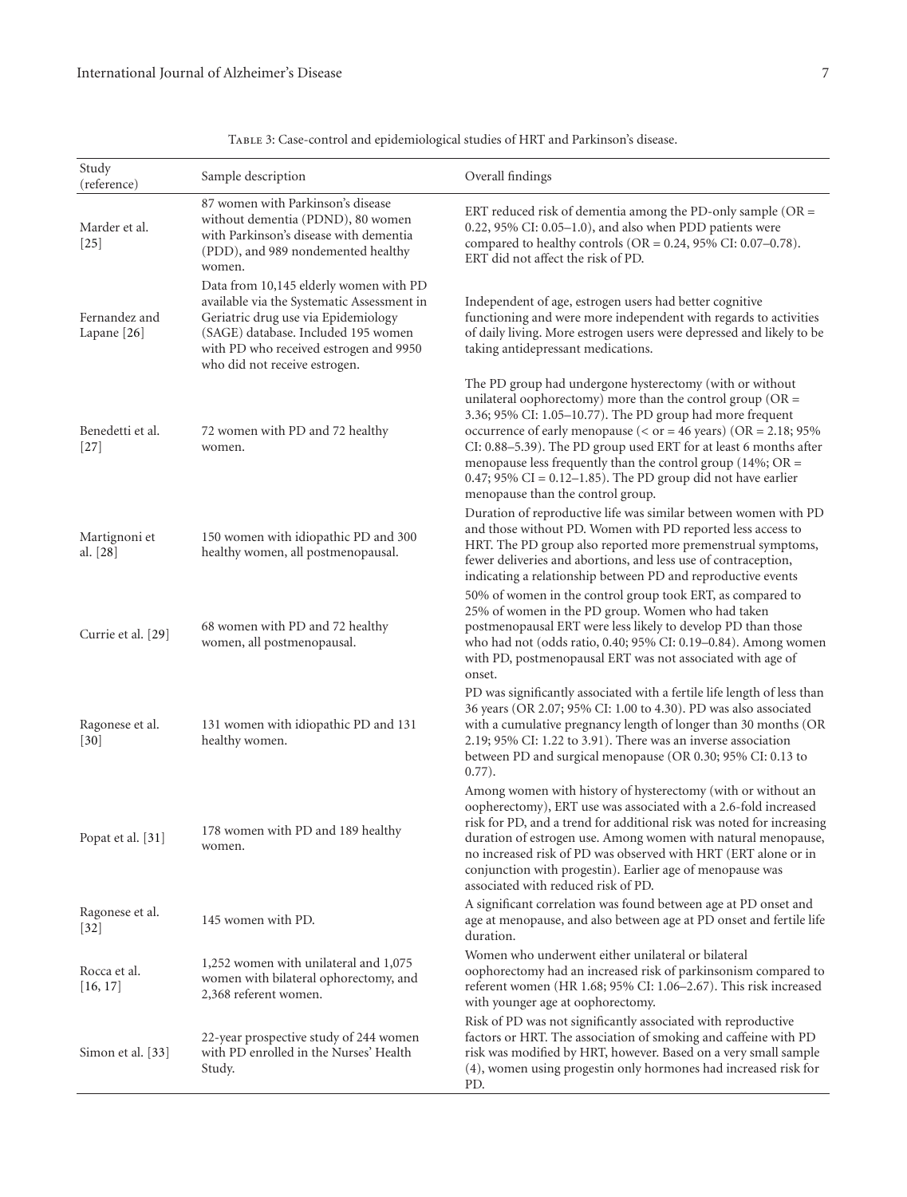Table 3: Case-control and epidemiological studies of HRT and Parkinson's disease.

| Study (reference) | Sample description | Overall findings |
| --- | --- | --- |
| Marder et al. [25] | 87 women with Parkinson's disease without dementia (PDND), 80 women with Parkinson's disease with dementia (PDD), and 989 nondemented healthy women. | ERT reduced risk of dementia among the PD-only sample (OR = 0.22, 95% CI: 0.05–1.0), and also when PDD patients were compared to healthy controls (OR = 0.24, 95% CI: 0.07–0.78). ERT did not affect the risk of PD. |
| Fernandez and Lapane [26] | Data from 10,145 elderly women with PD available via the Systematic Assessment in Geriatric drug use via Epidemiology (SAGE) database. Included 195 women with PD who received estrogen and 9950 who did not receive estrogen. | Independent of age, estrogen users had better cognitive functioning and were more independent with regards to activities of daily living. More estrogen users were depressed and likely to be taking antidepressant medications. |
| Benedetti et al. [27] | 72 women with PD and 72 healthy women. | The PD group had undergone hysterectomy (with or without unilateral oophorectomy) more than the control group (OR = 3.36; 95% CI: 1.05–10.77). The PD group had more frequent occurrence of early menopause (< or = 46 years) (OR = 2.18; 95% CI: 0.88–5.39). The PD group used ERT for at least 6 months after menopause less frequently than the control group (14%; OR = 0.47; 95% CI = 0.12–1.85). The PD group did not have earlier menopause than the control group. |
| Martignoni et al. [28] | 150 women with idiopathic PD and 300 healthy women, all postmenopausal. | Duration of reproductive life was similar between women with PD and those without PD. Women with PD reported less access to HRT. The PD group also reported more premenstrual symptoms, fewer deliveries and abortions, and less use of contraception, indicating a relationship between PD and reproductive events |
| Currie et al. [29] | 68 women with PD and 72 healthy women, all postmenopausal. | 50% of women in the control group took ERT, as compared to 25% of women in the PD group. Women who had taken postmenopausal ERT were less likely to develop PD than those who had not (odds ratio, 0.40; 95% CI: 0.19–0.84). Among women with PD, postmenopausal ERT was not associated with age of onset. |
| Ragonese et al. [30] | 131 women with idiopathic PD and 131 healthy women. | PD was significantly associated with a fertile life length of less than 36 years (OR 2.07; 95% CI: 1.00 to 4.30). PD was also associated with a cumulative pregnancy length of longer than 30 months (OR 2.19; 95% CI: 1.22 to 3.91). There was an inverse association between PD and surgical menopause (OR 0.30; 95% CI: 0.13 to 0.77). |
| Popat et al. [31] | 178 women with PD and 189 healthy women. | Among women with history of hysterectomy (with or without an oopherectomy), ERT use was associated with a 2.6-fold increased risk for PD, and a trend for additional risk was noted for increasing duration of estrogen use. Among women with natural menopause, no increased risk of PD was observed with HRT (ERT alone or in conjunction with progestin). Earlier age of menopause was associated with reduced risk of PD. |
| Ragonese et al. [32] | 145 women with PD. | A significant correlation was found between age at PD onset and age at menopause, and also between age at PD onset and fertile life duration. |
| Rocca et al. [16, 17] | 1,252 women with unilateral and 1,075 women with bilateral ophorectomy, and 2,368 referent women. | Women who underwent either unilateral or bilateral oophorectomy had an increased risk of parkinsonism compared to referent women (HR 1.68; 95% CI: 1.06–2.67). This risk increased with younger age at oophorectomy. |
| Simon et al. [33] | 22-year prospective study of 244 women with PD enrolled in the Nurses' Health Study. | Risk of PD was not significantly associated with reproductive factors or HRT. The association of smoking and caffeine with PD risk was modified by HRT, however. Based on a very small sample (4), women using progestin only hormones had increased risk for PD. |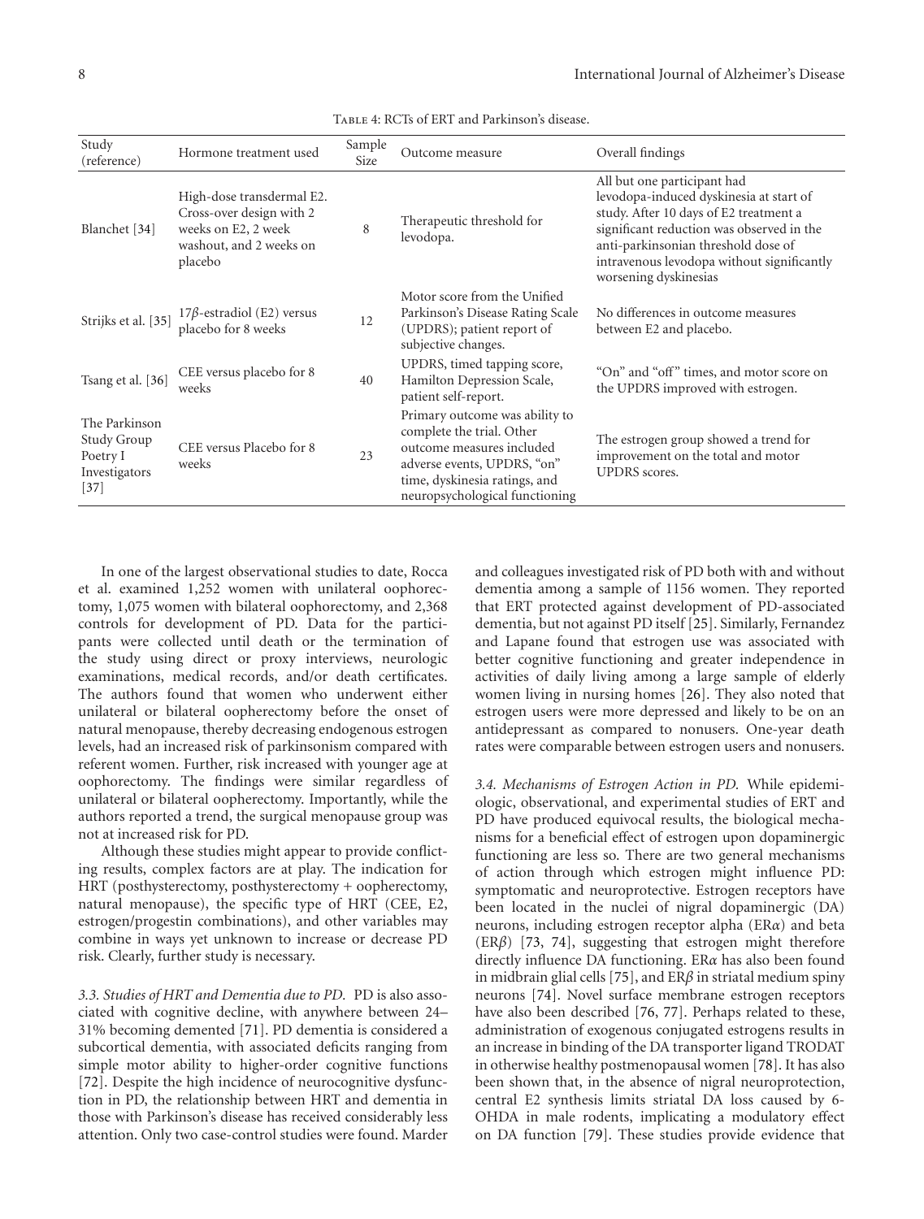Table 4: RCTs of ERT and Parkinson's disease.

| Study (reference) | Hormone treatment used | Sample Size | Outcome measure | Overall findings |
|---|---|---|---|---|
| Blanchet [34] | High-dose transdermal E2. Cross-over design with 2 weeks on E2, 2 week washout, and 2 weeks on placebo | 8 | Therapeutic threshold for levodopa. | All but one participant had levodopa-induced dyskinesia at start of study. After 10 days of E2 treatment a significant reduction was observed in the anti-parkinsonian threshold dose of intravenous levodopa without significantly worsening dyskinesias |
| Strijks et al. [35] | 17$\beta$-estradiol (E2) versus placebo for 8 weeks | 12 | Motor score from the Unified Parkinson's Disease Rating Scale (UPDRS); patient report of subjective changes. | No differences in outcome measures between E2 and placebo. |
| Tsang et al. [36] | CEE versus placebo for 8 weeks | 40 | UPDRS, timed tapping score, Hamilton Depression Scale, patient self-report. | "On" and "off" times, and motor score on the UPDRS improved with estrogen. |
| The Parkinson Study Group Poetry I Investigators [37] | CEE versus Placebo for 8 weeks | 23 | Primary outcome was ability to complete the trial. Other outcome measures included adverse events, UPDRS, "on" time, dyskinesia ratings, and neuropsychological functioning | The estrogen group showed a trend for improvement on the total and motor UPDRS scores. |

In one of the largest observational studies to date, Rocca et al. examined 1,252 women with unilateral oophorectomy, 1,075 women with bilateral oophorectomy, and 2,368 controls for development of PD. Data for the participants were collected until death or the termination of the study using direct or proxy interviews, neurologic examinations, medical records, and/or death certificates. The authors found that women who underwent either unilateral or bilateral oopherectomy before the onset of natural menopause, thereby decreasing endogenous estrogen levels, had an increased risk of parkinsonism compared with referent women. Further, risk increased with younger age at oophorectomy. The findings were similar regardless of unilateral or bilateral oopherectomy. Importantly, while the authors reported a trend, the surgical menopause group was not at increased risk for PD.

Although these studies might appear to provide conflicting results, complex factors are at play. The indication for HRT (posthysterectomy, posthysterectomy + oopherectomy, natural menopause), the specific type of HRT (CEE, E2, estrogen/progestin combinations), and other variables may combine in ways yet unknown to increase or decrease PD risk. Clearly, further study is necessary.

*3.3. Studies of HRT and Dementia due to PD.* PD is also associated with cognitive decline, with anywhere between 24–31% becoming demented [71]. PD dementia is considered a subcortical dementia, with associated deficits ranging from simple motor ability to higher-order cognitive functions [72]. Despite the high incidence of neurocognitive dysfunction in PD, the relationship between HRT and dementia in those with Parkinson's disease has received considerably less attention. Only two case-control studies were found. Marder and colleagues investigated risk of PD both with and without dementia among a sample of 1156 women. They reported that ERT protected against development of PD-associated dementia, but not against PD itself [25]. Similarly, Fernandez and Lapane found that estrogen use was associated with better cognitive functioning and greater independence in activities of daily living among a large sample of elderly women living in nursing homes [26]. They also noted that estrogen users were more depressed and likely to be on an antidepressant as compared to nonusers. One-year death rates were comparable between estrogen users and nonusers.

*3.4. Mechanisms of Estrogen Action in PD.* While epidemiologic, observational, and experimental studies of ERT and PD have produced equivocal results, the biological mechanisms for a beneficial effect of estrogen upon dopaminergic functioning are less so. There are two general mechanisms of action through which estrogen might influence PD: symptomatic and neuroprotective. Estrogen receptors have been located in the nuclei of nigral dopaminergic (DA) neurons, including estrogen receptor alpha (ER$\alpha$) and beta (ER$\beta$) [73, 74], suggesting that estrogen might therefore directly influence DA functioning. ER$\alpha$ has also been found in midbrain glial cells [75], and ER$\beta$ in striatal medium spiny neurons [74]. Novel surface membrane estrogen receptors have also been described [76, 77]. Perhaps related to these, administration of exogenous conjugated estrogens results in an increase in binding of the DA transporter ligand TRODAT in otherwise healthy postmenopausal women [78]. It has also been shown that, in the absence of nigral neuroprotection, central E2 synthesis limits striatal DA loss caused by 6-OHDA in male rodents, implicating a modulatory effect on DA function [79]. These studies provide evidence that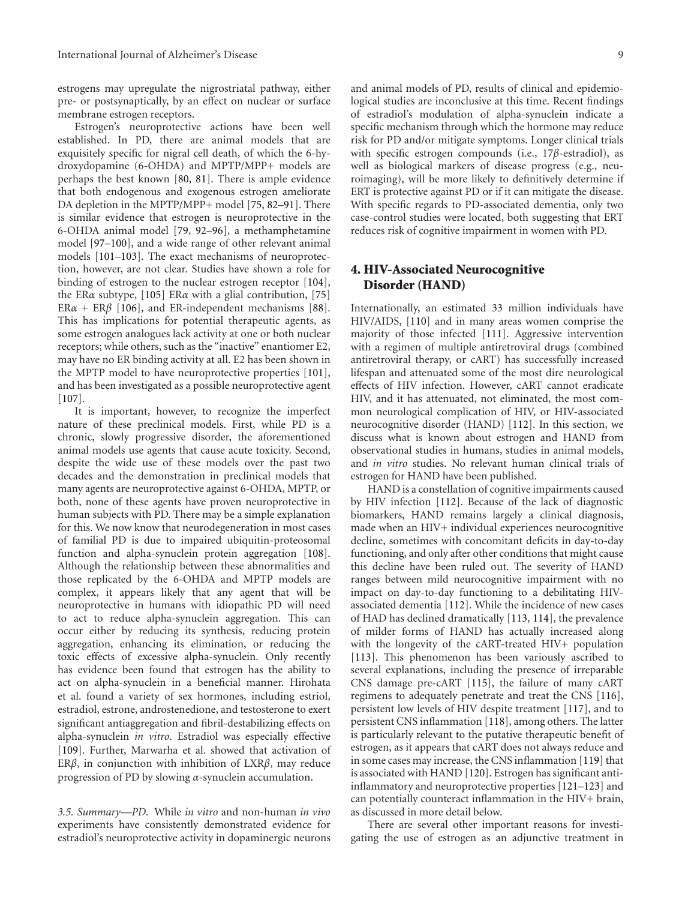estrogens may upregulate the nigrostriatal pathway, either pre- or postsynaptically, by an effect on nuclear or surface membrane estrogen receptors.

Estrogen's neuroprotective actions have been well established. In PD, there are animal models that are exquisitely specific for nigral cell death, of which the 6-hydroxydopamine (6-OHDA) and MPTP/MPP+ models are perhaps the best known [80, 81]. There is ample evidence that both endogenous and exogenous estrogen ameliorate DA depletion in the MPTP/MPP+ model [75, 82–91]. There is similar evidence that estrogen is neuroprotective in the 6-OHDA animal model [79, 92–96], a methamphetamine model [97–100], and a wide range of other relevant animal models [101–103]. The exact mechanisms of neuroprotection, however, are not clear. Studies have shown a role for binding of estrogen to the nuclear estrogen receptor [104], the ER$\alpha$ subtype, [105] ER$\alpha$ with a glial contribution, [75] ER$\alpha$ + ER$\beta$ [106], and ER-independent mechanisms [88]. This has implications for potential therapeutic agents, as some estrogen analogues lack activity at one or both nuclear receptors; while others, such as the "inactive" enantiomer E2, may have no ER binding activity at all. E2 has been shown in the MPTP model to have neuroprotective properties [101], and has been investigated as a possible neuroprotective agent [107].

It is important, however, to recognize the imperfect nature of these preclinical models. First, while PD is a chronic, slowly progressive disorder, the aforementioned animal models use agents that cause acute toxicity. Second, despite the wide use of these models over the past two decades and the demonstration in preclinical models that many agents are neuroprotective against 6-OHDA, MPTP, or both, none of these agents have proven neuroprotective in human subjects with PD. There may be a simple explanation for this. We now know that neurodegeneration in most cases of familial PD is due to impaired ubiquitin-proteosomal function and alpha-synuclein protein aggregation [108]. Although the relationship between these abnormalities and those replicated by the 6-OHDA and MPTP models are complex, it appears likely that any agent that will be neuroprotective in humans with idiopathic PD will need to act to reduce alpha-synuclein aggregation. This can occur either by reducing its synthesis, reducing protein aggregation, enhancing its elimination, or reducing the toxic effects of excessive alpha-synuclein. Only recently has evidence been found that estrogen has the ability to act on alpha-synuclein in a beneficial manner. Hirohata et al. found a variety of sex hormones, including estriol, estradiol, estrone, androstenedione, and testosterone to exert significant antiaggregation and fibril-destabilizing effects on alpha-synuclein *in vitro*. Estradiol was especially effective [109]. Further, Marwarha et al. showed that activation of ER$\beta$, in conjunction with inhibition of LXR$\beta$, may reduce progression of PD by slowing $\alpha$-synuclein accumulation.

*3.5. Summary—PD.* While *in vitro* and non-human *in vivo* experiments have consistently demonstrated evidence for estradiol's neuroprotective activity in dopaminergic neurons and animal models of PD, results of clinical and epidemiological studies are inconclusive at this time. Recent findings of estradiol's modulation of alpha-synuclein indicate a specific mechanism through which the hormone may reduce risk for PD and/or mitigate symptoms. Longer clinical trials with specific estrogen compounds (i.e., 17$\beta$-estradiol), as well as biological markers of disease progress (e.g., neuroimaging), will be more likely to definitively determine if ERT is protective against PD or if it can mitigate the disease. With specific regards to PD-associated dementia, only two case-control studies were located, both suggesting that ERT reduces risk of cognitive impairment in women with PD.

## 4. HIV-Associated Neurocognitive Disorder (HAND)

Internationally, an estimated 33 million individuals have HIV/AIDS, [110] and in many areas women comprise the majority of those infected [111]. Aggressive intervention with a regimen of multiple antiretroviral drugs (combined antiretroviral therapy, or cART) has successfully increased lifespan and attenuated some of the most dire neurological effects of HIV infection. However, cART cannot eradicate HIV, and it has attenuated, not eliminated, the most common neurological complication of HIV, or HIV-associated neurocognitive disorder (HAND) [112]. In this section, we discuss what is known about estrogen and HAND from observational studies in humans, studies in animal models, and *in vitro* studies. No relevant human clinical trials of estrogen for HAND have been published.

HAND is a constellation of cognitive impairments caused by HIV infection [112]. Because of the lack of diagnostic biomarkers, HAND remains largely a clinical diagnosis, made when an HIV+ individual experiences neurocognitive decline, sometimes with concomitant deficits in day-to-day functioning, and only after other conditions that might cause this decline have been ruled out. The severity of HAND ranges between mild neurocognitive impairment with no impact on day-to-day functioning to a debilitating HIV-associated dementia [112]. While the incidence of new cases of HAD has declined dramatically [113, 114], the prevalence of milder forms of HAND has actually increased along with the longevity of the cART-treated HIV+ population [113]. This phenomenon has been variously ascribed to several explanations, including the presence of irreparable CNS damage pre-cART [115], the failure of many cART regimens to adequately penetrate and treat the CNS [116], persistent low levels of HIV despite treatment [117], and to persistent CNS inflammation [118], among others. The latter is particularly relevant to the putative therapeutic benefit of estrogen, as it appears that cART does not always reduce and in some cases may increase, the CNS inflammation [119] that is associated with HAND [120]. Estrogen has significant anti-inflammatory and neuroprotective properties [121–123] and can potentially counteract inflammation in the HIV+ brain, as discussed in more detail below.

There are several other important reasons for investigating the use of estrogen as an adjunctive treatment in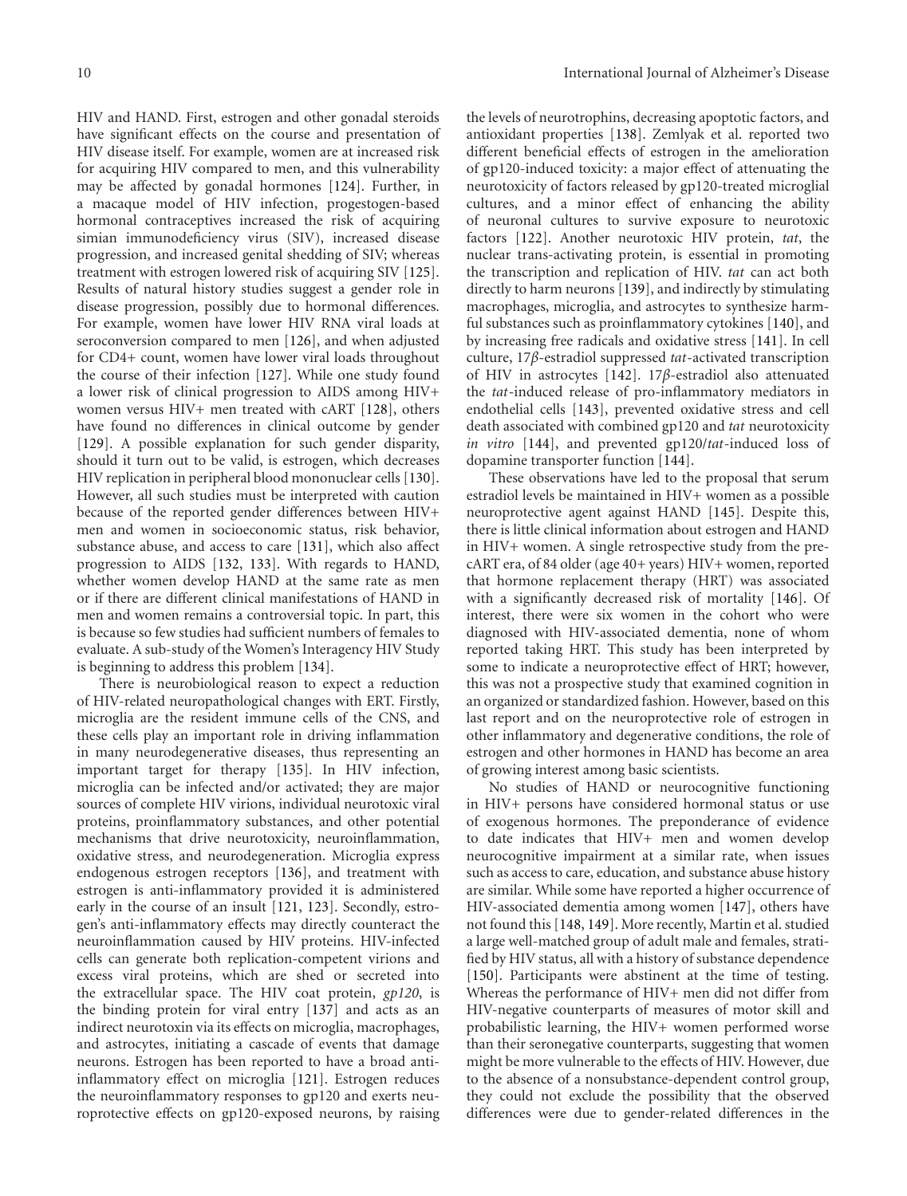HIV and HAND. First, estrogen and other gonadal steroids have significant effects on the course and presentation of HIV disease itself. For example, women are at increased risk for acquiring HIV compared to men, and this vulnerability may be affected by gonadal hormones [124]. Further, in a macaque model of HIV infection, progestogen-based hormonal contraceptives increased the risk of acquiring simian immunodeficiency virus (SIV), increased disease progression, and increased genital shedding of SIV; whereas treatment with estrogen lowered risk of acquiring SIV [125]. Results of natural history studies suggest a gender role in disease progression, possibly due to hormonal differences. For example, women have lower HIV RNA viral loads at seroconversion compared to men [126], and when adjusted for CD4+ count, women have lower viral loads throughout the course of their infection [127]. While one study found a lower risk of clinical progression to AIDS among HIV+ women versus HIV+ men treated with cART [128], others have found no differences in clinical outcome by gender [129]. A possible explanation for such gender disparity, should it turn out to be valid, is estrogen, which decreases HIV replication in peripheral blood mononuclear cells [130]. However, all such studies must be interpreted with caution because of the reported gender differences between HIV+ men and women in socioeconomic status, risk behavior, substance abuse, and access to care [131], which also affect progression to AIDS [132, 133]. With regards to HAND, whether women develop HAND at the same rate as men or if there are different clinical manifestations of HAND in men and women remains a controversial topic. In part, this is because so few studies had sufficient numbers of females to evaluate. A sub-study of the Women's Interagency HIV Study is beginning to address this problem [134].

There is neurobiological reason to expect a reduction of HIV-related neuropathological changes with ERT. Firstly, microglia are the resident immune cells of the CNS, and these cells play an important role in driving inflammation in many neurodegenerative diseases, thus representing an important target for therapy [135]. In HIV infection, microglia can be infected and/or activated; they are major sources of complete HIV virions, individual neurotoxic viral proteins, proinflammatory substances, and other potential mechanisms that drive neurotoxicity, neuroinflammation, oxidative stress, and neurodegeneration. Microglia express endogenous estrogen receptors [136], and treatment with estrogen is anti-inflammatory provided it is administered early in the course of an insult [121, 123]. Secondly, estrogen's anti-inflammatory effects may directly counteract the neuroinflammation caused by HIV proteins. HIV-infected cells can generate both replication-competent virions and excess viral proteins, which are shed or secreted into the extracellular space. The HIV coat protein, *gp120*, is the binding protein for viral entry [137] and acts as an indirect neurotoxin via its effects on microglia, macrophages, and astrocytes, initiating a cascade of events that damage neurons. Estrogen has been reported to have a broad anti-inflammatory effect on microglia [121]. Estrogen reduces the neuroinflammatory responses to gp120 and exerts neuroprotective effects on gp120-exposed neurons, by raising the levels of neurotrophins, decreasing apoptotic factors, and antioxidant properties [138]. Zemlyak et al. reported two different beneficial effects of estrogen in the amelioration of gp120-induced toxicity: a major effect of attenuating the neurotoxicity of factors released by gp120-treated microglial cultures, and a minor effect of enhancing the ability of neuronal cultures to survive exposure to neurotoxic factors [122]. Another neurotoxic HIV protein, *tat*, the nuclear trans-activating protein, is essential in promoting the transcription and replication of HIV. *tat* can act both directly to harm neurons [139], and indirectly by stimulating macrophages, microglia, and astrocytes to synthesize harmful substances such as proinflammatory cytokines [140], and by increasing free radicals and oxidative stress [141]. In cell culture, 17*β*-estradiol suppressed *tat*-activated transcription of HIV in astrocytes [142]. 17*β*-estradiol also attenuated the *tat*-induced release of pro-inflammatory mediators in endothelial cells [143], prevented oxidative stress and cell death associated with combined gp120 and *tat* neurotoxicity *in vitro* [144], and prevented gp120/*tat*-induced loss of dopamine transporter function [144].

These observations have led to the proposal that serum estradiol levels be maintained in HIV+ women as a possible neuroprotective agent against HAND [145]. Despite this, there is little clinical information about estrogen and HAND in HIV+ women. A single retrospective study from the pre-cART era, of 84 older (age 40+ years) HIV+ women, reported that hormone replacement therapy (HRT) was associated with a significantly decreased risk of mortality [146]. Of interest, there were six women in the cohort who were diagnosed with HIV-associated dementia, none of whom reported taking HRT. This study has been interpreted by some to indicate a neuroprotective effect of HRT; however, this was not a prospective study that examined cognition in an organized or standardized fashion. However, based on this last report and on the neuroprotective role of estrogen in other inflammatory and degenerative conditions, the role of estrogen and other hormones in HAND has become an area of growing interest among basic scientists.

No studies of HAND or neurocognitive functioning in HIV+ persons have considered hormonal status or use of exogenous hormones. The preponderance of evidence to date indicates that HIV+ men and women develop neurocognitive impairment at a similar rate, when issues such as access to care, education, and substance abuse history are similar. While some have reported a higher occurrence of HIV-associated dementia among women [147], others have not found this [148, 149]. More recently, Martin et al. studied a large well-matched group of adult male and females, stratified by HIV status, all with a history of substance dependence [150]. Participants were abstinent at the time of testing. Whereas the performance of HIV+ men did not differ from HIV-negative counterparts of measures of motor skill and probabilistic learning, the HIV+ women performed worse than their seronegative counterparts, suggesting that women might be more vulnerable to the effects of HIV. However, due to the absence of a nonsubstance-dependent control group, they could not exclude the possibility that the observed differences were due to gender-related differences in the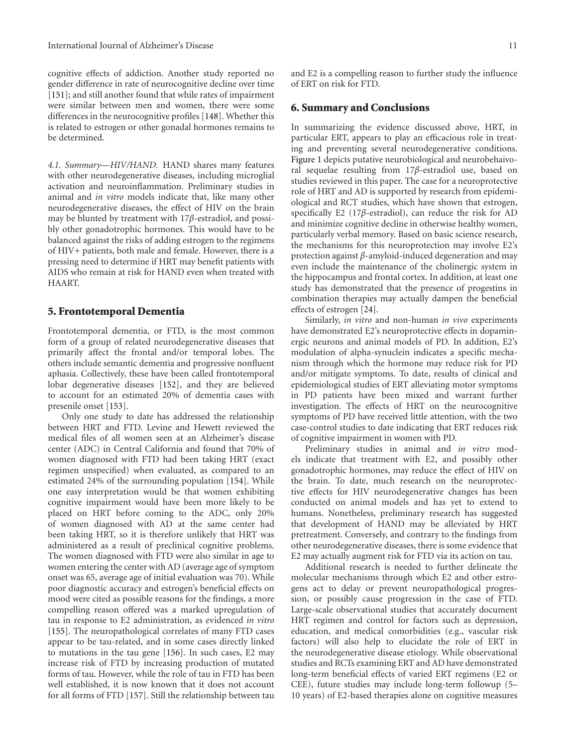cognitive effects of addiction. Another study reported no gender difference in rate of neurocognitive decline over time [151]; and still another found that while rates of impairment were similar between men and women, there were some differences in the neurocognitive profiles [148]. Whether this is related to estrogen or other gonadal hormones remains to be determined.

*4.1. Summary—HIV/HAND.* HAND shares many features with other neurodegenerative diseases, including microglial activation and neuroinflammation. Preliminary studies in animal and *in vitro* models indicate that, like many other neurodegenerative diseases, the effect of HIV on the brain may be blunted by treatment with 17*β*-estradiol, and possibly other gonadotrophic hormones. This would have to be balanced against the risks of adding estrogen to the regimens of HIV+ patients, both male and female. However, there is a pressing need to determine if HRT may benefit patients with AIDS who remain at risk for HAND even when treated with HAART.

## 5. Frontotemporal Dementia

Frontotemporal dementia, or FTD, is the most common form of a group of related neurodegenerative diseases that primarily affect the frontal and/or temporal lobes. The others include semantic dementia and progressive nonfluent aphasia. Collectively, these have been called frontotemporal lobar degenerative diseases [152], and they are believed to account for an estimated 20% of dementia cases with presenile onset [153].

Only one study to date has addressed the relationship between HRT and FTD. Levine and Hewett reviewed the medical files of all women seen at an Alzheimer's disease center (ADC) in Central California and found that 70% of women diagnosed with FTD had been taking HRT (exact regimen unspecified) when evaluated, as compared to an estimated 24% of the surrounding population [154]. While one easy interpretation would be that women exhibiting cognitive impairment would have been more likely to be placed on HRT before coming to the ADC, only 20% of women diagnosed with AD at the same center had been taking HRT, so it is therefore unlikely that HRT was administered as a result of preclinical cognitive problems. The women diagnosed with FTD were also similar in age to women entering the center with AD (average age of symptom onset was 65, average age of initial evaluation was 70). While poor diagnostic accuracy and estrogen's beneficial effects on mood were cited as possible reasons for the findings, a more compelling reason offered was a marked upregulation of tau in response to E2 administration, as evidenced *in vitro* [155]. The neuropathological correlates of many FTD cases appear to be tau-related, and in some cases directly linked to mutations in the tau gene [156]. In such cases, E2 may increase risk of FTD by increasing production of mutated forms of tau. However, while the role of tau in FTD has been well established, it is now known that it does not account for all forms of FTD [157]. Still the relationship between tau and E2 is a compelling reason to further study the influence of ERT on risk for FTD.

## 6. Summary and Conclusions

In summarizing the evidence discussed above, HRT, in particular ERT, appears to play an efficacious role in treating and preventing several neurodegenerative conditions. Figure 1 depicts putative neurobiological and neurobehaivoral sequelae resulting from 17*β*-estradiol use, based on studies reviewed in this paper. The case for a neuroprotective role of HRT and AD is supported by research from epidemiological and RCT studies, which have shown that estrogen, specifically E2 (17*β*-estradiol), can reduce the risk for AD and minimize cognitive decline in otherwise healthy women, particularly verbal memory. Based on basic science research, the mechanisms for this neuroprotection may involve E2's protection against *β*-amyloid-induced degeneration and may even include the maintenance of the cholinergic system in the hippocampus and frontal cortex. In addition, at least one study has demonstrated that the presence of progestins in combination therapies may actually dampen the beneficial effects of estrogen [24].

Similarly, *in vitro* and non-human *in vivo* experiments have demonstrated E2's neuroprotective effects in dopaminergic neurons and animal models of PD. In addition, E2's modulation of alpha-synuclein indicates a specific mechanism through which the hormone may reduce risk for PD and/or mitigate symptoms. To date, results of clinical and epidemiological studies of ERT alleviating motor symptoms in PD patients have been mixed and warrant further investigation. The effects of HRT on the neurocognitive symptoms of PD have received little attention, with the two case-control studies to date indicating that ERT reduces risk of cognitive impairment in women with PD.

Preliminary studies in animal and *in vitro* models indicate that treatment with E2, and possibly other gonadotrophic hormones, may reduce the effect of HIV on the brain. To date, much research on the neuroprotective effects for HIV neurodegenerative changes has been conducted on animal models and has yet to extend to humans. Nonetheless, preliminary research has suggested that development of HAND may be alleviated by HRT pretreatment. Conversely, and contrary to the findings from other neurodegenerative diseases, there is some evidence that E2 may actually augment risk for FTD via its action on tau.

Additional research is needed to further delineate the molecular mechanisms through which E2 and other estrogens act to delay or prevent neuropathological progression, or possibly cause progression in the case of FTD. Large-scale observational studies that accurately document HRT regimen and control for factors such as depression, education, and medical comorbidities (e.g., vascular risk factors) will also help to elucidate the role of ERT in the neurodegenerative disease etiology. While observational studies and RCTs examining ERT and AD have demonstrated long-term beneficial effects of varied ERT regimens (E2 or CEE), future studies may include long-term followup (5–10 years) of E2-based therapies alone on cognitive measures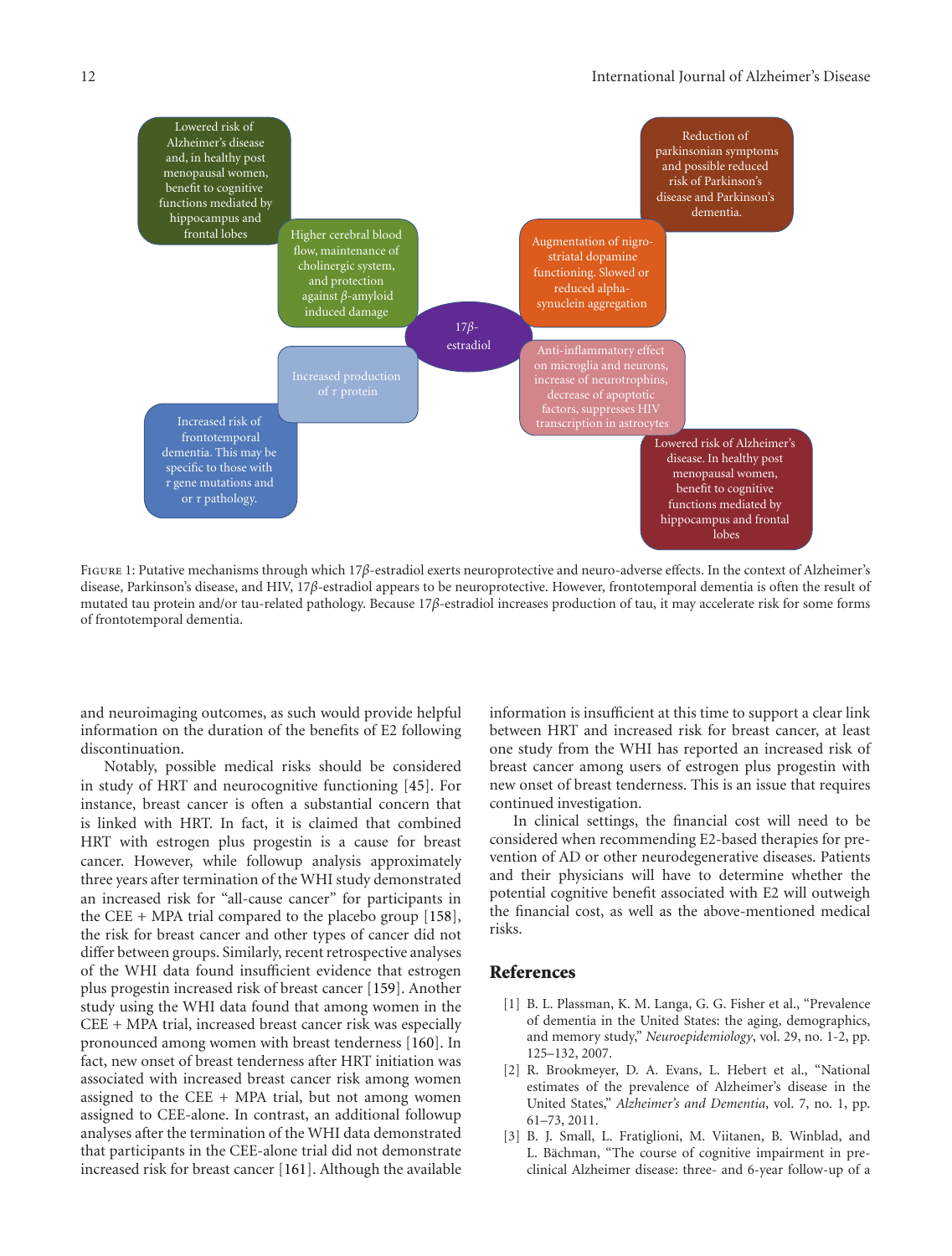Figure 1: Putative mechanisms through which 17$\beta$-estradiol exerts neuroprotective and neuro-adverse effects. In the context of Alzheimer's disease, Parkinson's disease, and HIV, 17$\beta$-estradiol appears to be neuroprotective. However, frontotemporal dementia is often the result of mutated tau protein and/or tau-related pathology. Because 17$\beta$-estradiol increases production of tau, it may accelerate risk for some forms of frontotemporal dementia.

and neuroimaging outcomes, as such would provide helpful information on the duration of the benefits of E2 following discontinuation.

Notably, possible medical risks should be considered in study of HRT and neurocognitive functioning [45]. For instance, breast cancer is often a substantial concern that is linked with HRT. In fact, it is claimed that combined HRT with estrogen plus progestin is a cause for breast cancer. However, while followup analysis approximately three years after termination of the WHI study demonstrated an increased risk for "all-cause cancer" for participants in the CEE + MPA trial compared to the placebo group [158], the risk for breast cancer and other types of cancer did not differ between groups. Similarly, recent retrospective analyses of the WHI data found insufficient evidence that estrogen plus progestin increased risk of breast cancer [159]. Another study using the WHI data found that among women in the CEE + MPA trial, increased breast cancer risk was especially pronounced among women with breast tenderness [160]. In fact, new onset of breast tenderness after HRT initiation was associated with increased breast cancer risk among women assigned to the CEE + MPA trial, but not among women assigned to CEE-alone. In contrast, an additional followup analyses after the termination of the WHI data demonstrated that participants in the CEE-alone trial did not demonstrate increased risk for breast cancer [161]. Although the available information is insufficient at this time to support a clear link between HRT and increased risk for breast cancer, at least one study from the WHI has reported an increased risk of breast cancer among users of estrogen plus progestin with new onset of breast tenderness. This is an issue that requires continued investigation.

In clinical settings, the financial cost will need to be considered when recommending E2-based therapies for prevention of AD or other neurodegenerative diseases. Patients and their physicians will have to determine whether the potential cognitive benefit associated with E2 will outweigh the financial cost, as well as the above-mentioned medical risks.

## References

[1] B. L. Plassman, K. M. Langa, G. G. Fisher et al., "Prevalence of dementia in the United States: the aging, demographics, and memory study," *Neuroepidemiology*, vol. 29, no. 1-2, pp. 125–132, 2007.

[2] R. Brookmeyer, D. A. Evans, L. Hebert et al., "National estimates of the prevalence of Alzheimer's disease in the United States," *Alzheimer's and Dementia*, vol. 7, no. 1, pp. 61–73, 2011.

[3] B. J. Small, L. Fratiglioni, M. Viitanen, B. Winblad, and L. Bächman, "The course of cognitive impairment in preclinical Alzheimer disease: three- and 6-year follow-up of a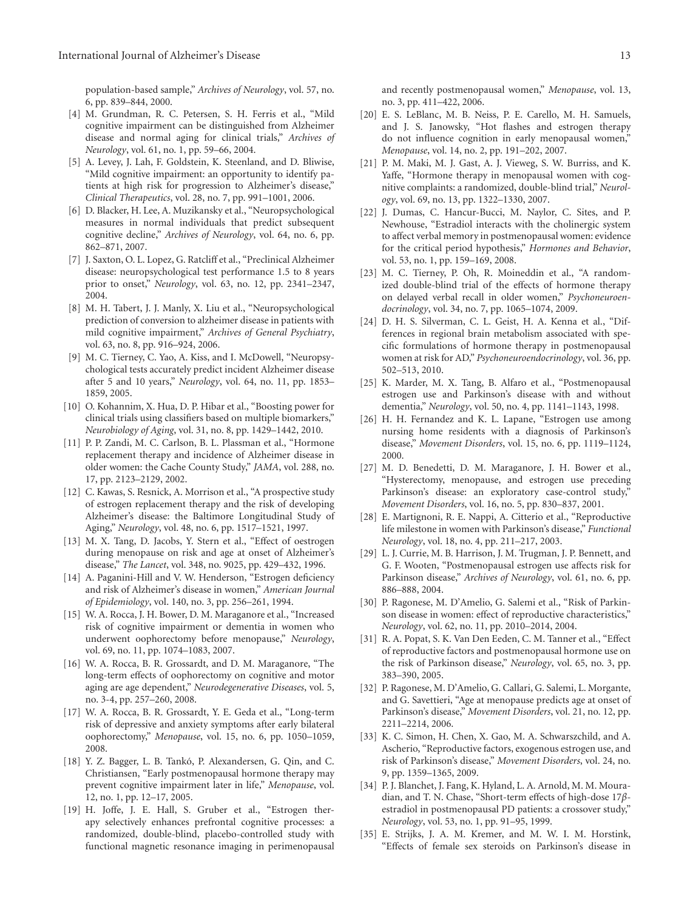population-based sample," *Archives of Neurology*, vol. 57, no. 6, pp. 839–844, 2000.

[4] M. Grundman, R. C. Petersen, S. H. Ferris et al., "Mild cognitive impairment can be distinguished from Alzheimer disease and normal aging for clinical trials," *Archives of Neurology*, vol. 61, no. 1, pp. 59–66, 2004.

[5] A. Levey, J. Lah, F. Goldstein, K. Steenland, and D. Bliwise, "Mild cognitive impairment: an opportunity to identify patients at high risk for progression to Alzheimer's disease," *Clinical Therapeutics*, vol. 28, no. 7, pp. 991–1001, 2006.

[6] D. Blacker, H. Lee, A. Muzikansky et al., "Neuropsychological measures in normal individuals that predict subsequent cognitive decline," *Archives of Neurology*, vol. 64, no. 6, pp. 862–871, 2007.

[7] J. Saxton, O. L. Lopez, G. Ratcliff et al., "Preclinical Alzheimer disease: neuropsychological test performance 1.5 to 8 years prior to onset," *Neurology*, vol. 63, no. 12, pp. 2341–2347, 2004.

[8] M. H. Tabert, J. J. Manly, X. Liu et al., "Neuropsychological prediction of conversion to alzheimer disease in patients with mild cognitive impairment," *Archives of General Psychiatry*, vol. 63, no. 8, pp. 916–924, 2006.

[9] M. C. Tierney, C. Yao, A. Kiss, and I. McDowell, "Neuropsychological tests accurately predict incident Alzheimer disease after 5 and 10 years," *Neurology*, vol. 64, no. 11, pp. 1853–1859, 2005.

[10] O. Kohannim, X. Hua, D. P. Hibar et al., "Boosting power for clinical trials using classifiers based on multiple biomarkers," *Neurobiology of Aging*, vol. 31, no. 8, pp. 1429–1442, 2010.

[11] P. P. Zandi, M. C. Carlson, B. L. Plassman et al., "Hormone replacement therapy and incidence of Alzheimer disease in older women: the Cache County Study," *JAMA*, vol. 288, no. 17, pp. 2123–2129, 2002.

[12] C. Kawas, S. Resnick, A. Morrison et al., "A prospective study of estrogen replacement therapy and the risk of developing Alzheimer's disease: the Baltimore Longitudinal Study of Aging," *Neurology*, vol. 48, no. 6, pp. 1517–1521, 1997.

[13] M. X. Tang, D. Jacobs, Y. Stern et al., "Effect of oestrogen during menopause on risk and age at onset of Alzheimer's disease," *The Lancet*, vol. 348, no. 9025, pp. 429–432, 1996.

[14] A. Paganini-Hill and V. W. Henderson, "Estrogen deficiency and risk of Alzheimer's disease in women," *American Journal of Epidemiology*, vol. 140, no. 3, pp. 256–261, 1994.

[15] W. A. Rocca, J. H. Bower, D. M. Maraganore et al., "Increased risk of cognitive impairment or dementia in women who underwent oophorectomy before menopause," *Neurology*, vol. 69, no. 11, pp. 1074–1083, 2007.

[16] W. A. Rocca, B. R. Grossardt, and D. M. Maraganore, "The long-term effects of oophorectomy on cognitive and motor aging are age dependent," *Neurodegenerative Diseases*, vol. 5, no. 3-4, pp. 257–260, 2008.

[17] W. A. Rocca, B. R. Grossardt, Y. E. Geda et al., "Long-term risk of depressive and anxiety symptoms after early bilateral oophorectomy," *Menopause*, vol. 15, no. 6, pp. 1050–1059, 2008.

[18] Y. Z. Bagger, L. B. Tankó, P. Alexandersen, G. Qin, and C. Christiansen, "Early postmenopausal hormone therapy may prevent cognitive impairment later in life," *Menopause*, vol. 12, no. 1, pp. 12–17, 2005.

[19] H. Joffe, J. E. Hall, S. Gruber et al., "Estrogen therapy selectively enhances prefrontal cognitive processes: a randomized, double-blind, placebo-controlled study with functional magnetic resonance imaging in perimenopausal and recently postmenopausal women," *Menopause*, vol. 13, no. 3, pp. 411–422, 2006.

[20] E. S. LeBlanc, M. B. Neiss, P. E. Carello, M. H. Samuels, and J. S. Janowsky, "Hot flashes and estrogen therapy do not influence cognition in early menopausal women," *Menopause*, vol. 14, no. 2, pp. 191–202, 2007.

[21] P. M. Maki, M. J. Gast, A. J. Vieweg, S. W. Burriss, and K. Yaffe, "Hormone therapy in menopausal women with cognitive complaints: a randomized, double-blind trial," *Neurology*, vol. 69, no. 13, pp. 1322–1330, 2007.

[22] J. Dumas, C. Hancur-Bucci, M. Naylor, C. Sites, and P. Newhouse, "Estradiol interacts with the cholinergic system to affect verbal memory in postmenopausal women: evidence for the critical period hypothesis," *Hormones and Behavior*, vol. 53, no. 1, pp. 159–169, 2008.

[23] M. C. Tierney, P. Oh, R. Moineddin et al., "A randomized double-blind trial of the effects of hormone therapy on delayed verbal recall in older women," *Psychoneuroendocrinology*, vol. 34, no. 7, pp. 1065–1074, 2009.

[24] D. H. S. Silverman, C. L. Geist, H. A. Kenna et al., "Differences in regional brain metabolism associated with specific formulations of hormone therapy in postmenopausal women at risk for AD," *Psychoneuroendocrinology*, vol. 36, pp. 502–513, 2010.

[25] K. Marder, M. X. Tang, B. Alfaro et al., "Postmenopausal estrogen use and Parkinson's disease with and without dementia," *Neurology*, vol. 50, no. 4, pp. 1141–1143, 1998.

[26] H. H. Fernandez and K. L. Lapane, "Estrogen use among nursing home residents with a diagnosis of Parkinson's disease," *Movement Disorders*, vol. 15, no. 6, pp. 1119–1124, 2000.

[27] M. D. Benedetti, D. M. Maraganore, J. H. Bower et al., "Hysterectomy, menopause, and estrogen use preceding Parkinson's disease: an exploratory case-control study," *Movement Disorders*, vol. 16, no. 5, pp. 830–837, 2001.

[28] E. Martignoni, R. E. Nappi, A. Citterio et al., "Reproductive life milestone in women with Parkinson's disease," *Functional Neurology*, vol. 18, no. 4, pp. 211–217, 2003.

[29] L. J. Currie, M. B. Harrison, J. M. Trugman, J. P. Bennett, and G. F. Wooten, "Postmenopausal estrogen use affects risk for Parkinson disease," *Archives of Neurology*, vol. 61, no. 6, pp. 886–888, 2004.

[30] P. Ragonese, M. D'Amelio, G. Salemi et al., "Risk of Parkinson disease in women: effect of reproductive characteristics," *Neurology*, vol. 62, no. 11, pp. 2010–2014, 2004.

[31] R. A. Popat, S. K. Van Den Eeden, C. M. Tanner et al., "Effect of reproductive factors and postmenopausal hormone use on the risk of Parkinson disease," *Neurology*, vol. 65, no. 3, pp. 383–390, 2005.

[32] P. Ragonese, M. D'Amelio, G. Callari, G. Salemi, L. Morgante, and G. Savettieri, "Age at menopause predicts age at onset of Parkinson's disease," *Movement Disorders*, vol. 21, no. 12, pp. 2211–2214, 2006.

[33] K. C. Simon, H. Chen, X. Gao, M. A. Schwarzschild, and A. Ascherio, "Reproductive factors, exogenous estrogen use, and risk of Parkinson's disease," *Movement Disorders*, vol. 24, no. 9, pp. 1359–1365, 2009.

[34] P. J. Blanchet, J. Fang, K. Hyland, L. A. Arnold, M. M. Mouradian, and T. N. Chase, "Short-term effects of high-dose 17$\beta$-estradiol in postmenopausal PD patients: a crossover study," *Neurology*, vol. 53, no. 1, pp. 91–95, 1999.

[35] E. Strijks, J. A. M. Kremer, and M. W. I. M. Horstink, "Effects of female sex steroids on Parkinson's disease in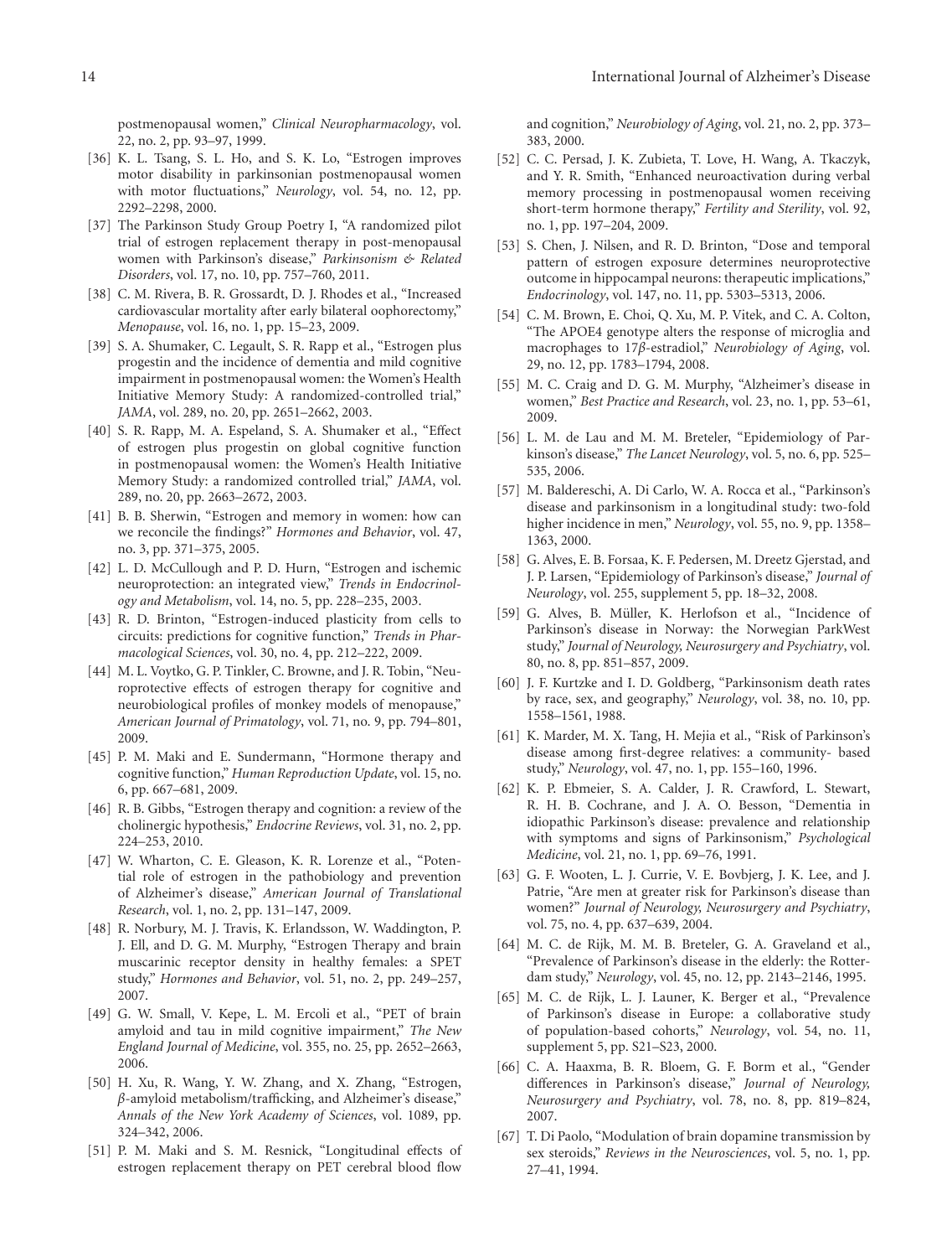postmenopausal women," *Clinical Neuropharmacology*, vol. 22, no. 2, pp. 93–97, 1999.

[36] K. L. Tsang, S. L. Ho, and S. K. Lo, "Estrogen improves motor disability in parkinsonian postmenopausal women with motor fluctuations," *Neurology*, vol. 54, no. 12, pp. 2292–2298, 2000.

[37] The Parkinson Study Group Poetry I, "A randomized pilot trial of estrogen replacement therapy in post-menopausal women with Parkinson's disease," *Parkinsonism & Related Disorders*, vol. 17, no. 10, pp. 757–760, 2011.

[38] C. M. Rivera, B. R. Grossardt, D. J. Rhodes et al., "Increased cardiovascular mortality after early bilateral oophorectomy," *Menopause*, vol. 16, no. 1, pp. 15–23, 2009.

[39] S. A. Shumaker, C. Legault, S. R. Rapp et al., "Estrogen plus progestin and the incidence of dementia and mild cognitive impairment in postmenopausal women: the Women's Health Initiative Memory Study: A randomized-controlled trial," *JAMA*, vol. 289, no. 20, pp. 2651–2662, 2003.

[40] S. R. Rapp, M. A. Espeland, S. A. Shumaker et al., "Effect of estrogen plus progestin on global cognitive function in postmenopausal women: the Women's Health Initiative Memory Study: a randomized controlled trial," *JAMA*, vol. 289, no. 20, pp. 2663–2672, 2003.

[41] B. B. Sherwin, "Estrogen and memory in women: how can we reconcile the findings?" *Hormones and Behavior*, vol. 47, no. 3, pp. 371–375, 2005.

[42] L. D. McCullough and P. D. Hurn, "Estrogen and ischemic neuroprotection: an integrated view," *Trends in Endocrinology and Metabolism*, vol. 14, no. 5, pp. 228–235, 2003.

[43] R. D. Brinton, "Estrogen-induced plasticity from cells to circuits: predictions for cognitive function," *Trends in Pharmacological Sciences*, vol. 30, no. 4, pp. 212–222, 2009.

[44] M. L. Voytko, G. P. Tinkler, C. Browne, and J. R. Tobin, "Neuroprotective effects of estrogen therapy for cognitive and neurobiological profiles of monkey models of menopause," *American Journal of Primatology*, vol. 71, no. 9, pp. 794–801, 2009.

[45] P. M. Maki and E. Sundermann, "Hormone therapy and cognitive function," *Human Reproduction Update*, vol. 15, no. 6, pp. 667–681, 2009.

[46] R. B. Gibbs, "Estrogen therapy and cognition: a review of the cholinergic hypothesis," *Endocrine Reviews*, vol. 31, no. 2, pp. 224–253, 2010.

[47] W. Wharton, C. E. Gleason, K. R. Lorenze et al., "Potential role of estrogen in the pathobiology and prevention of Alzheimer's disease," *American Journal of Translational Research*, vol. 1, no. 2, pp. 131–147, 2009.

[48] R. Norbury, M. J. Travis, K. Erlandsson, W. Waddington, P. J. Ell, and D. G. M. Murphy, "Estrogen Therapy and brain muscarinic receptor density in healthy females: a SPET study," *Hormones and Behavior*, vol. 51, no. 2, pp. 249–257, 2007.

[49] G. W. Small, V. Kepe, L. M. Ercoli et al., "PET of brain amyloid and tau in mild cognitive impairment," *The New England Journal of Medicine*, vol. 355, no. 25, pp. 2652–2663, 2006.

[50] H. Xu, R. Wang, Y. W. Zhang, and X. Zhang, "Estrogen, $\beta$-amyloid metabolism/trafficking, and Alzheimer's disease," *Annals of the New York Academy of Sciences*, vol. 1089, pp. 324–342, 2006.

[51] P. M. Maki and S. M. Resnick, "Longitudinal effects of estrogen replacement therapy on PET cerebral blood flow and cognition," *Neurobiology of Aging*, vol. 21, no. 2, pp. 373–383, 2000.

[52] C. C. Persad, J. K. Zubieta, T. Love, H. Wang, A. Tkaczyk, and Y. R. Smith, "Enhanced neuroactivation during verbal memory processing in postmenopausal women receiving short-term hormone therapy," *Fertility and Sterility*, vol. 92, no. 1, pp. 197–204, 2009.

[53] S. Chen, J. Nilsen, and R. D. Brinton, "Dose and temporal pattern of estrogen exposure determines neuroprotective outcome in hippocampal neurons: therapeutic implications," *Endocrinology*, vol. 147, no. 11, pp. 5303–5313, 2006.

[54] C. M. Brown, E. Choi, Q. Xu, M. P. Vitek, and C. A. Colton, "The APOE4 genotype alters the response of microglia and macrophages to 17$\beta$-estradiol," *Neurobiology of Aging*, vol. 29, no. 12, pp. 1783–1794, 2008.

[55] M. C. Craig and D. G. M. Murphy, "Alzheimer's disease in women," *Best Practice and Research*, vol. 23, no. 1, pp. 53–61, 2009.

[56] L. M. de Lau and M. M. Breteler, "Epidemiology of Parkinson's disease," *The Lancet Neurology*, vol. 5, no. 6, pp. 525–535, 2006.

[57] M. Baldereschi, A. Di Carlo, W. A. Rocca et al., "Parkinson's disease and parkinsonism in a longitudinal study: two-fold higher incidence in men," *Neurology*, vol. 55, no. 9, pp. 1358–1363, 2000.

[58] G. Alves, E. B. Forsaa, K. F. Pedersen, M. Dreetz Gjerstad, and J. P. Larsen, "Epidemiology of Parkinson's disease," *Journal of Neurology*, vol. 255, supplement 5, pp. 18–32, 2008.

[59] G. Alves, B. Müller, K. Herlofson et al., "Incidence of Parkinson's disease in Norway: the Norwegian ParkWest study," *Journal of Neurology, Neurosurgery and Psychiatry*, vol. 80, no. 8, pp. 851–857, 2009.

[60] J. F. Kurtzke and I. D. Goldberg, "Parkinsonism death rates by race, sex, and geography," *Neurology*, vol. 38, no. 10, pp. 1558–1561, 1988.

[61] K. Marder, M. X. Tang, H. Mejia et al., "Risk of Parkinson's disease among first-degree relatives: a community- based study," *Neurology*, vol. 47, no. 1, pp. 155–160, 1996.

[62] K. P. Ebmeier, S. A. Calder, J. R. Crawford, L. Stewart, R. H. B. Cochrane, and J. A. O. Besson, "Dementia in idiopathic Parkinson's disease: prevalence and relationship with symptoms and signs of Parkinsonism," *Psychological Medicine*, vol. 21, no. 1, pp. 69–76, 1991.

[63] G. F. Wooten, L. J. Currie, V. E. Bovbjerg, J. K. Lee, and J. Patrie, "Are men at greater risk for Parkinson's disease than women?" *Journal of Neurology, Neurosurgery and Psychiatry*, vol. 75, no. 4, pp. 637–639, 2004.

[64] M. C. de Rijk, M. M. B. Breteler, G. A. Graveland et al., "Prevalence of Parkinson's disease in the elderly: the Rotterdam study," *Neurology*, vol. 45, no. 12, pp. 2143–2146, 1995.

[65] M. C. de Rijk, L. J. Launer, K. Berger et al., "Prevalence of Parkinson's disease in Europe: a collaborative study of population-based cohorts," *Neurology*, vol. 54, no. 11, supplement 5, pp. S21–S23, 2000.

[66] C. A. Haaxma, B. R. Bloem, G. F. Borm et al., "Gender differences in Parkinson's disease," *Journal of Neurology, Neurosurgery and Psychiatry*, vol. 78, no. 8, pp. 819–824, 2007.

[67] T. Di Paolo, "Modulation of brain dopamine transmission by sex steroids," *Reviews in the Neurosciences*, vol. 5, no. 1, pp. 27–41, 1994.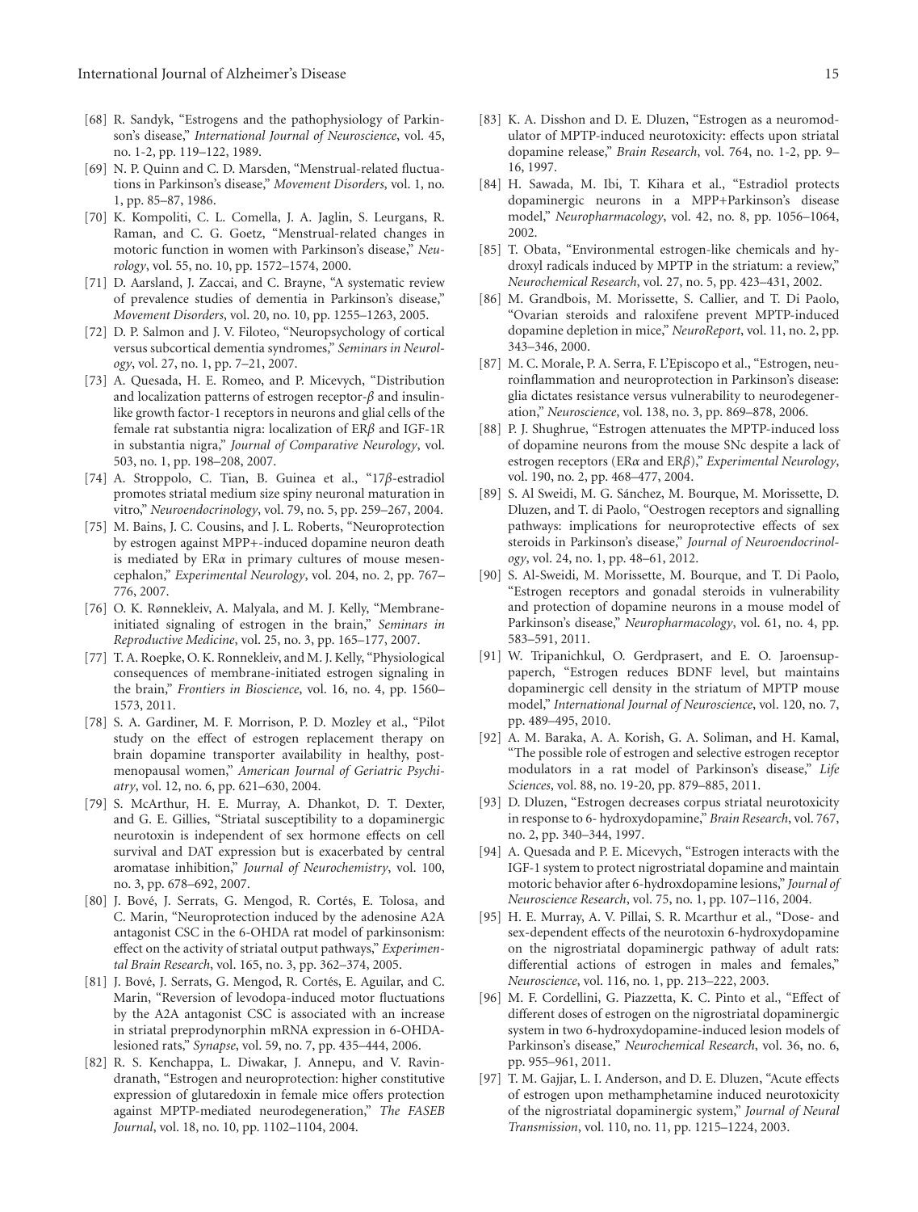[68] R. Sandyk, "Estrogens and the pathophysiology of Parkinson's disease," *International Journal of Neuroscience*, vol. 45, no. 1-2, pp. 119–122, 1989.

[69] N. P. Quinn and C. D. Marsden, "Menstrual-related fluctuations in Parkinson's disease," *Movement Disorders*, vol. 1, no. 1, pp. 85–87, 1986.

[70] K. Kompoliti, C. L. Comella, J. A. Jaglin, S. Leurgans, R. Raman, and C. G. Goetz, "Menstrual-related changes in motoric function in women with Parkinson's disease," *Neurology*, vol. 55, no. 10, pp. 1572–1574, 2000.

[71] D. Aarsland, J. Zaccai, and C. Brayne, "A systematic review of prevalence studies of dementia in Parkinson's disease," *Movement Disorders*, vol. 20, no. 10, pp. 1255–1263, 2005.

[72] D. P. Salmon and J. V. Filoteo, "Neuropsychology of cortical versus subcortical dementia syndromes," *Seminars in Neurology*, vol. 27, no. 1, pp. 7–21, 2007.

[73] A. Quesada, H. E. Romeo, and P. Micevych, "Distribution and localization patterns of estrogen receptor-$\beta$ and insulin-like growth factor-1 receptors in neurons and glial cells of the female rat substantia nigra: localization of ER$\beta$ and IGF-1R in substantia nigra," *Journal of Comparative Neurology*, vol. 503, no. 1, pp. 198–208, 2007.

[74] A. Stroppolo, C. Tian, B. Guinea et al., "17$\beta$-estradiol promotes striatal medium size spiny neuronal maturation in vitro," *Neuroendocrinology*, vol. 79, no. 5, pp. 259–267, 2004.

[75] M. Bains, J. C. Cousins, and J. L. Roberts, "Neuroprotection by estrogen against MPP+-induced dopamine neuron death is mediated by ER$\alpha$ in primary cultures of mouse mesencephalon," *Experimental Neurology*, vol. 204, no. 2, pp. 767–776, 2007.

[76] O. K. Rønnekleiv, A. Malyala, and M. J. Kelly, "Membrane-initiated signaling of estrogen in the brain," *Seminars in Reproductive Medicine*, vol. 25, no. 3, pp. 165–177, 2007.

[77] T. A. Roepke, O. K. Ronnekleiv, and M. J. Kelly, "Physiological consequences of membrane-initiated estrogen signaling in the brain," *Frontiers in Bioscience*, vol. 16, no. 4, pp. 1560–1573, 2011.

[78] S. A. Gardiner, M. F. Morrison, P. D. Mozley et al., "Pilot study on the effect of estrogen replacement therapy on brain dopamine transporter availability in healthy, postmenopausal women," *American Journal of Geriatric Psychiatry*, vol. 12, no. 6, pp. 621–630, 2004.

[79] S. McArthur, H. E. Murray, A. Dhankot, D. T. Dexter, and G. E. Gillies, "Striatal susceptibility to a dopaminergic neurotoxin is independent of sex hormone effects on cell survival and DAT expression but is exacerbated by central aromatase inhibition," *Journal of Neurochemistry*, vol. 100, no. 3, pp. 678–692, 2007.

[80] J. Bové, J. Serrats, G. Mengod, R. Cortés, E. Tolosa, and C. Marin, "Neuroprotection induced by the adenosine A2A antagonist CSC in the 6-OHDA rat model of parkinsonism: effect on the activity of striatal output pathways," *Experimental Brain Research*, vol. 165, no. 3, pp. 362–374, 2005.

[81] J. Bové, J. Serrats, G. Mengod, R. Cortés, E. Aguilar, and C. Marin, "Reversion of levodopa-induced motor fluctuations by the A2A antagonist CSC is associated with an increase in striatal preprodynorphin mRNA expression in 6-OHDA-lesioned rats," *Synapse*, vol. 59, no. 7, pp. 435–444, 2006.

[82] R. S. Kenchappa, L. Diwakar, J. Annepu, and V. Ravindranath, "Estrogen and neuroprotection: higher constitutive expression of glutaredoxin in female mice offers protection against MPTP-mediated neurodegeneration," *The FASEB Journal*, vol. 18, no. 10, pp. 1102–1104, 2004.

[83] K. A. Disshon and D. E. Dluzen, "Estrogen as a neuromodulator of MPTP-induced neurotoxicity: effects upon striatal dopamine release," *Brain Research*, vol. 764, no. 1-2, pp. 9–16, 1997.

[84] H. Sawada, M. Ibi, T. Kihara et al., "Estradiol protects dopaminergic neurons in a MPP+Parkinson's disease model," *Neuropharmacology*, vol. 42, no. 8, pp. 1056–1064, 2002.

[85] T. Obata, "Environmental estrogen-like chemicals and hydroxyl radicals induced by MPTP in the striatum: a review," *Neurochemical Research*, vol. 27, no. 5, pp. 423–431, 2002.

[86] M. Grandbois, M. Morissette, S. Callier, and T. Di Paolo, "Ovarian steroids and raloxifene prevent MPTP-induced dopamine depletion in mice," *NeuroReport*, vol. 11, no. 2, pp. 343–346, 2000.

[87] M. C. Morale, P. A. Serra, F. L'Episcopo et al., "Estrogen, neuroinflammation and neuroprotection in Parkinson's disease: glia dictates resistance versus vulnerability to neurodegeneration," *Neuroscience*, vol. 138, no. 3, pp. 869–878, 2006.

[88] P. J. Shughrue, "Estrogen attenuates the MPTP-induced loss of dopamine neurons from the mouse SNc despite a lack of estrogen receptors (ER$\alpha$ and ER$\beta$)," *Experimental Neurology*, vol. 190, no. 2, pp. 468–477, 2004.

[89] S. Al Sweidi, M. G. Sánchez, M. Bourque, M. Morissette, D. Dluzen, and T. di Paolo, "Oestrogen receptors and signalling pathways: implications for neuroprotective effects of sex steroids in Parkinson's disease," *Journal of Neuroendocrinology*, vol. 24, no. 1, pp. 48–61, 2012.

[90] S. Al-Sweidi, M. Morissette, M. Bourque, and T. Di Paolo, "Estrogen receptors and gonadal steroids in vulnerability and protection of dopamine neurons in a mouse model of Parkinson's disease," *Neuropharmacology*, vol. 61, no. 4, pp. 583–591, 2011.

[91] W. Tripanichkul, O. Gerdprasert, and E. O. Jaroensuppaperch, "Estrogen reduces BDNF level, but maintains dopaminergic cell density in the striatum of MPTP mouse model," *International Journal of Neuroscience*, vol. 120, no. 7, pp. 489–495, 2010.

[92] A. M. Baraka, A. A. Korish, G. A. Soliman, and H. Kamal, "The possible role of estrogen and selective estrogen receptor modulators in a rat model of Parkinson's disease," *Life Sciences*, vol. 88, no. 19-20, pp. 879–885, 2011.

[93] D. Dluzen, "Estrogen decreases corpus striatal neurotoxicity in response to 6- hydroxydopamine," *Brain Research*, vol. 767, no. 2, pp. 340–344, 1997.

[94] A. Quesada and P. E. Micevych, "Estrogen interacts with the IGF-1 system to protect nigrostriatal dopamine and maintain motoric behavior after 6-hydroxdopamine lesions," *Journal of Neuroscience Research*, vol. 75, no. 1, pp. 107–116, 2004.

[95] H. E. Murray, A. V. Pillai, S. R. Mcarthur et al., "Dose- and sex-dependent effects of the neurotoxin 6-hydroxydopamine on the nigrostriatal dopaminergic pathway of adult rats: differential actions of estrogen in males and females," *Neuroscience*, vol. 116, no. 1, pp. 213–222, 2003.

[96] M. F. Cordellini, G. Piazzetta, K. C. Pinto et al., "Effect of different doses of estrogen on the nigrostriatal dopaminergic system in two 6-hydroxydopamine-induced lesion models of Parkinson's disease," *Neurochemical Research*, vol. 36, no. 6, pp. 955–961, 2011.

[97] T. M. Gajjar, L. I. Anderson, and D. E. Dluzen, "Acute effects of estrogen upon methamphetamine induced neurotoxicity of the nigrostriatal dopaminergic system," *Journal of Neural Transmission*, vol. 110, no. 11, pp. 1215–1224, 2003.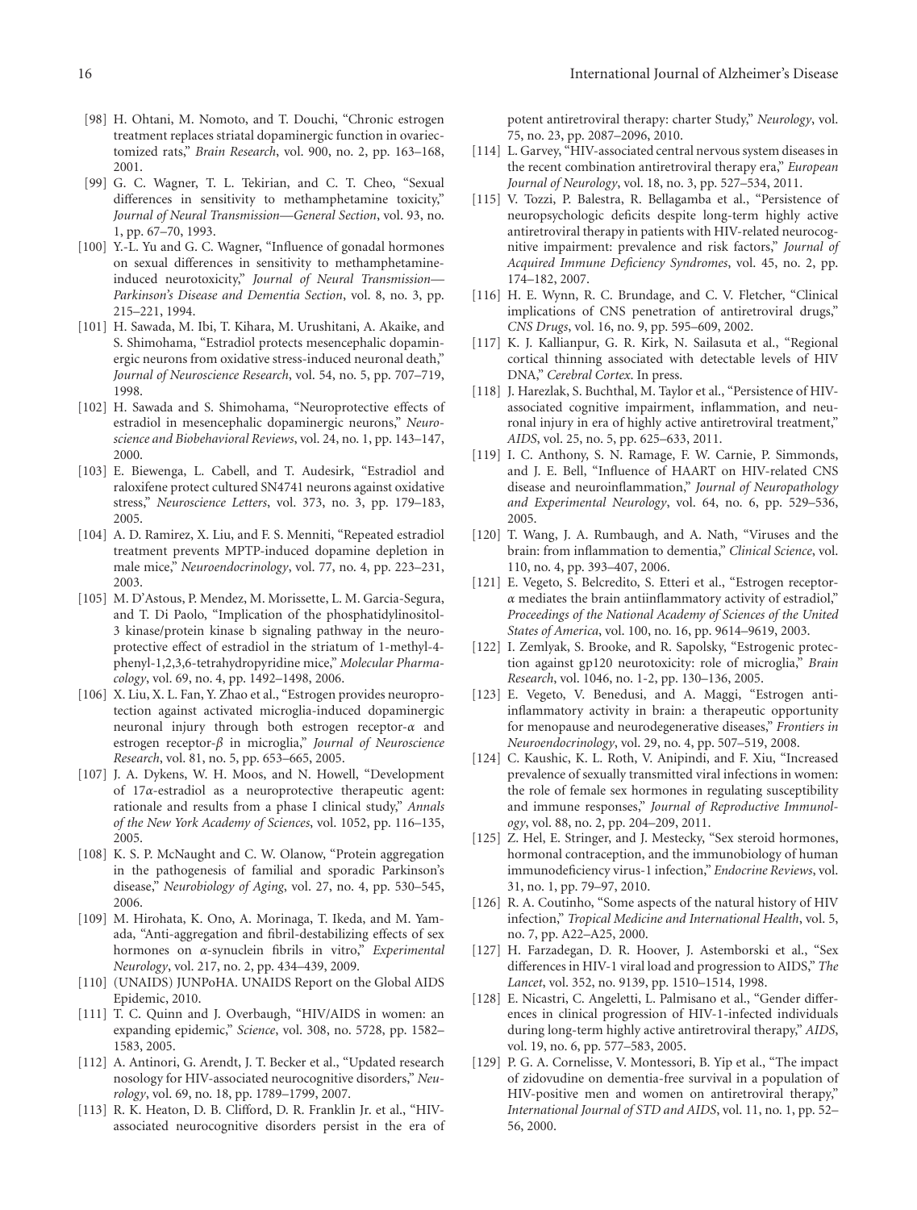[98] H. Ohtani, M. Nomoto, and T. Douchi, "Chronic estrogen treatment replaces striatal dopaminergic function in ovariectomized rats," *Brain Research*, vol. 900, no. 2, pp. 163–168, 2001.

[99] G. C. Wagner, T. L. Tekirian, and C. T. Cheo, "Sexual differences in sensitivity to methamphetamine toxicity," *Journal of Neural Transmission—General Section*, vol. 93, no. 1, pp. 67–70, 1993.

[100] Y.-L. Yu and G. C. Wagner, "Influence of gonadal hormones on sexual differences in sensitivity to methamphetamine-induced neurotoxicity," *Journal of Neural Transmission—Parkinson's Disease and Dementia Section*, vol. 8, no. 3, pp. 215–221, 1994.

[101] H. Sawada, M. Ibi, T. Kihara, M. Urushitani, A. Akaike, and S. Shimohama, "Estradiol protects mesencephalic dopaminergic neurons from oxidative stress-induced neuronal death," *Journal of Neuroscience Research*, vol. 54, no. 5, pp. 707–719, 1998.

[102] H. Sawada and S. Shimohama, "Neuroprotective effects of estradiol in mesencephalic dopaminergic neurons," *Neuroscience and Biobehavioral Reviews*, vol. 24, no. 1, pp. 143–147, 2000.

[103] E. Biewenga, L. Cabell, and T. Audesirk, "Estradiol and raloxifene protect cultured SN4741 neurons against oxidative stress," *Neuroscience Letters*, vol. 373, no. 3, pp. 179–183, 2005.

[104] A. D. Ramirez, X. Liu, and F. S. Menniti, "Repeated estradiol treatment prevents MPTP-induced dopamine depletion in male mice," *Neuroendocrinology*, vol. 77, no. 4, pp. 223–231, 2003.

[105] M. D'Astous, P. Mendez, M. Morissette, L. M. Garcia-Segura, and T. Di Paolo, "Implication of the phosphatidylinositol-3 kinase/protein kinase b signaling pathway in the neuroprotective effect of estradiol in the striatum of 1-methyl-4-phenyl-1,2,3,6-tetrahydropyridine mice," *Molecular Pharmacology*, vol. 69, no. 4, pp. 1492–1498, 2006.

[106] X. Liu, X. L. Fan, Y. Zhao et al., "Estrogen provides neuroprotection against activated microglia-induced dopaminergic neuronal injury through both estrogen receptor-$\alpha$ and estrogen receptor-$\beta$ in microglia," *Journal of Neuroscience Research*, vol. 81, no. 5, pp. 653–665, 2005.

[107] J. A. Dykens, W. H. Moos, and N. Howell, "Development of 17$\alpha$-estradiol as a neuroprotective therapeutic agent: rationale and results from a phase I clinical study," *Annals of the New York Academy of Sciences*, vol. 1052, pp. 116–135, 2005.

[108] K. S. P. McNaught and C. W. Olanow, "Protein aggregation in the pathogenesis of familial and sporadic Parkinson's disease," *Neurobiology of Aging*, vol. 27, no. 4, pp. 530–545, 2006.

[109] M. Hirohata, K. Ono, A. Morinaga, T. Ikeda, and M. Yamada, "Anti-aggregation and fibril-destabilizing effects of sex hormones on $\alpha$-synuclein fibrils in vitro," *Experimental Neurology*, vol. 217, no. 2, pp. 434–439, 2009.

[110] (UNAIDS) JUNPoHA. UNAIDS Report on the Global AIDS Epidemic, 2010.

[111] T. C. Quinn and J. Overbaugh, "HIV/AIDS in women: an expanding epidemic," *Science*, vol. 308, no. 5728, pp. 1582–1583, 2005.

[112] A. Antinori, G. Arendt, J. T. Becker et al., "Updated research nosology for HIV-associated neurocognitive disorders," *Neurology*, vol. 69, no. 18, pp. 1789–1799, 2007.

[113] R. K. Heaton, D. B. Clifford, D. R. Franklin Jr. et al., "HIV-associated neurocognitive disorders persist in the era of potent antiretroviral therapy: charter Study," *Neurology*, vol. 75, no. 23, pp. 2087–2096, 2010.

[114] L. Garvey, "HIV-associated central nervous system diseases in the recent combination antiretroviral therapy era," *European Journal of Neurology*, vol. 18, no. 3, pp. 527–534, 2011.

[115] V. Tozzi, P. Balestra, R. Bellagamba et al., "Persistence of neuropsychologic deficits despite long-term highly active antiretroviral therapy in patients with HIV-related neurocognitive impairment: prevalence and risk factors," *Journal of Acquired Immune Deficiency Syndromes*, vol. 45, no. 2, pp. 174–182, 2007.

[116] H. E. Wynn, R. C. Brundage, and C. V. Fletcher, "Clinical implications of CNS penetration of antiretroviral drugs," *CNS Drugs*, vol. 16, no. 9, pp. 595–609, 2002.

[117] K. J. Kallianpur, G. R. Kirk, N. Sailasuta et al., "Regional cortical thinning associated with detectable levels of HIV DNA," *Cerebral Cortex*. In press.

[118] J. Harezlak, S. Buchthal, M. Taylor et al., "Persistence of HIV-associated cognitive impairment, inflammation, and neuronal injury in era of highly active antiretroviral treatment," *AIDS*, vol. 25, no. 5, pp. 625–633, 2011.

[119] I. C. Anthony, S. N. Ramage, F. W. Carnie, P. Simmonds, and J. E. Bell, "Influence of HAART on HIV-related CNS disease and neuroinflammation," *Journal of Neuropathology and Experimental Neurology*, vol. 64, no. 6, pp. 529–536, 2005.

[120] T. Wang, J. A. Rumbaugh, and A. Nath, "Viruses and the brain: from inflammation to dementia," *Clinical Science*, vol. 110, no. 4, pp. 393–407, 2006.

[121] E. Vegeto, S. Belcredito, S. Etteri et al., "Estrogen receptor-$\alpha$ mediates the brain antiinflammatory activity of estradiol," *Proceedings of the National Academy of Sciences of the United States of America*, vol. 100, no. 16, pp. 9614–9619, 2003.

[122] I. Zemlyak, S. Brooke, and R. Sapolsky, "Estrogenic protection against gp120 neurotoxicity: role of microglia," *Brain Research*, vol. 1046, no. 1-2, pp. 130–136, 2005.

[123] E. Vegeto, V. Benedusi, and A. Maggi, "Estrogen anti-inflammatory activity in brain: a therapeutic opportunity for menopause and neurodegenerative diseases," *Frontiers in Neuroendocrinology*, vol. 29, no. 4, pp. 507–519, 2008.

[124] C. Kaushic, K. L. Roth, V. Anipindi, and F. Xiu, "Increased prevalence of sexually transmitted viral infections in women: the role of female sex hormones in regulating susceptibility and immune responses," *Journal of Reproductive Immunology*, vol. 88, no. 2, pp. 204–209, 2011.

[125] Z. Hel, E. Stringer, and J. Mestecky, "Sex steroid hormones, hormonal contraception, and the immunobiology of human immunodeficiency virus-1 infection," *Endocrine Reviews*, vol. 31, no. 1, pp. 79–97, 2010.

[126] R. A. Coutinho, "Some aspects of the natural history of HIV infection," *Tropical Medicine and International Health*, vol. 5, no. 7, pp. A22–A25, 2000.

[127] H. Farzadegan, D. R. Hoover, J. Astemborski et al., "Sex differences in HIV-1 viral load and progression to AIDS," *The Lancet*, vol. 352, no. 9139, pp. 1510–1514, 1998.

[128] E. Nicastri, C. Angeletti, L. Palmisano et al., "Gender differences in clinical progression of HIV-1-infected individuals during long-term highly active antiretroviral therapy," *AIDS*, vol. 19, no. 6, pp. 577–583, 2005.

[129] P. G. A. Cornelisse, V. Montessori, B. Yip et al., "The impact of zidovudine on dementia-free survival in a population of HIV-positive men and women on antiretroviral therapy," *International Journal of STD and AIDS*, vol. 11, no. 1, pp. 52–56, 2000.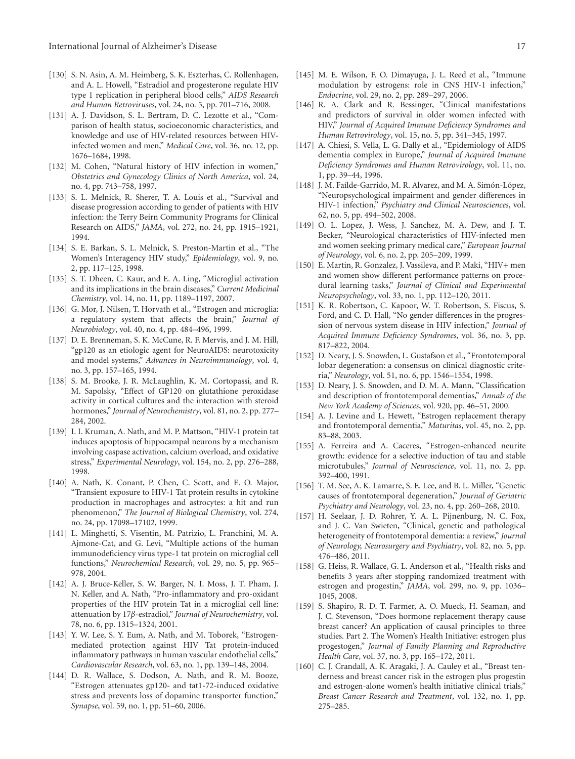[130] S. N. Asin, A. M. Heimberg, S. K. Eszterhas, C. Rollenhagen, and A. L. Howell, "Estradiol and progesterone regulate HIV type 1 replication in peripheral blood cells," *AIDS Research and Human Retroviruses*, vol. 24, no. 5, pp. 701–716, 2008.

[131] A. J. Davidson, S. L. Bertram, D. C. Lezotte et al., "Comparison of health status, socioeconomic characteristics, and knowledge and use of HIV-related resources between HIV-infected women and men," *Medical Care*, vol. 36, no. 12, pp. 1676–1684, 1998.

[132] M. Cohen, "Natural history of HIV infection in women," *Obstetrics and Gynecology Clinics of North America*, vol. 24, no. 4, pp. 743–758, 1997.

[133] S. L. Melnick, R. Sherer, T. A. Louis et al., "Survival and disease progression according to gender of patients with HIV infection: the Terry Beirn Community Programs for Clinical Research on AIDS," *JAMA*, vol. 272, no. 24, pp. 1915–1921, 1994.

[134] S. E. Barkan, S. L. Melnick, S. Preston-Martin et al., "The Women's Interagency HIV study," *Epidemiology*, vol. 9, no. 2, pp. 117–125, 1998.

[135] S. T. Dheen, C. Kaur, and E. A. Ling, "Microglial activation and its implications in the brain diseases," *Current Medicinal Chemistry*, vol. 14, no. 11, pp. 1189–1197, 2007.

[136] G. Mor, J. Nilsen, T. Horvath et al., "Estrogen and microglia: a regulatory system that affects the brain," *Journal of Neurobiology*, vol. 40, no. 4, pp. 484–496, 1999.

[137] D. E. Brenneman, S. K. McCune, R. F. Mervis, and J. M. Hill, "gp120 as an etiologic agent for NeuroAIDS: neurotoxicity and model systems," *Advances in Neuroimmunology*, vol. 4, no. 3, pp. 157–165, 1994.

[138] S. M. Brooke, J. R. McLaughlin, K. M. Cortopassi, and R. M. Sapolsky, "Effect of GP120 on glutathione peroxidase activity in cortical cultures and the interaction with steroid hormones," *Journal of Neurochemistry*, vol. 81, no. 2, pp. 277–284, 2002.

[139] I. I. Kruman, A. Nath, and M. P. Mattson, "HIV-1 protein tat induces apoptosis of hippocampal neurons by a mechanism involving caspase activation, calcium overload, and oxidative stress," *Experimental Neurology*, vol. 154, no. 2, pp. 276–288, 1998.

[140] A. Nath, K. Conant, P. Chen, C. Scott, and E. O. Major, "Transient exposure to HIV-1 Tat protein results in cytokine production in macrophages and astrocytes: a hit and run phenomenon," *The Journal of Biological Chemistry*, vol. 274, no. 24, pp. 17098–17102, 1999.

[141] L. Minghetti, S. Visentin, M. Patrizio, L. Franchini, M. A. Ajmone-Cat, and G. Levi, "Multiple actions of the human immunodeficiency virus type-1 tat protein on microglial cell functions," *Neurochemical Research*, vol. 29, no. 5, pp. 965–978, 2004.

[142] A. J. Bruce-Keller, S. W. Barger, N. I. Moss, J. T. Pham, J. N. Keller, and A. Nath, "Pro-inflammatory and pro-oxidant properties of the HIV protein Tat in a microglial cell line: attenuation by 17β-estradiol," *Journal of Neurochemistry*, vol. 78, no. 6, pp. 1315–1324, 2001.

[143] Y. W. Lee, S. Y. Eum, A. Nath, and M. Toborek, "Estrogen-mediated protection against HIV Tat protein-induced inflammatory pathways in human vascular endothelial cells," *Cardiovascular Research*, vol. 63, no. 1, pp. 139–148, 2004.

[144] D. R. Wallace, S. Dodson, A. Nath, and R. M. Booze, "Estrogen attenuates gp120- and tat1-72-induced oxidative stress and prevents loss of dopamine transporter function," *Synapse*, vol. 59, no. 1, pp. 51–60, 2006.

[145] M. E. Wilson, F. O. Dimayuga, J. L. Reed et al., "Immune modulation by estrogens: role in CNS HIV-1 infection," *Endocrine*, vol. 29, no. 2, pp. 289–297, 2006.

[146] R. A. Clark and R. Bessinger, "Clinical manifestations and predictors of survival in older women infected with HIV," *Journal of Acquired Immune Deficiency Syndromes and Human Retrovirology*, vol. 15, no. 5, pp. 341–345, 1997.

[147] A. Chiesi, S. Vella, L. G. Dally et al., "Epidemiology of AIDS dementia complex in Europe," *Journal of Acquired Immune Deficiency Syndromes and Human Retrovirology*, vol. 11, no. 1, pp. 39–44, 1996.

[148] J. M. Faílde-Garrido, M. R. Alvarez, and M. A. Simón-López, "Neuropsychological impairment and gender differences in HIV-1 infection," *Psychiatry and Clinical Neurosciences*, vol. 62, no. 5, pp. 494–502, 2008.

[149] O. L. Lopez, J. Wess, J. Sanchez, M. A. Dew, and J. T. Becker, "Neurological characteristics of HIV-infected men and women seeking primary medical care," *European Journal of Neurology*, vol. 6, no. 2, pp. 205–209, 1999.

[150] E. Martin, R. Gonzalez, J. Vassileva, and P. Maki, "HIV+ men and women show different performance patterns on procedural learning tasks," *Journal of Clinical and Experimental Neuropsychology*, vol. 33, no. 1, pp. 112–120, 2011.

[151] K. R. Robertson, C. Kapoor, W. T. Robertson, S. Fiscus, S. Ford, and C. D. Hall, "No gender differences in the progression of nervous system disease in HIV infection," *Journal of Acquired Immune Deficiency Syndromes*, vol. 36, no. 3, pp. 817–822, 2004.

[152] D. Neary, J. S. Snowden, L. Gustafson et al., "Frontotemporal lobar degeneration: a consensus on clinical diagnostic criteria," *Neurology*, vol. 51, no. 6, pp. 1546–1554, 1998.

[153] D. Neary, J. S. Snowden, and D. M. A. Mann, "Classification and description of frontotemporal dementias," *Annals of the New York Academy of Sciences*, vol. 920, pp. 46–51, 2000.

[154] A. J. Levine and L. Hewett, "Estrogen replacement therapy and frontotemporal dementia," *Maturitas*, vol. 45, no. 2, pp. 83–88, 2003.

[155] A. Ferreira and A. Caceres, "Estrogen-enhanced neurite growth: evidence for a selective induction of tau and stable microtubules," *Journal of Neuroscience*, vol. 11, no. 2, pp. 392–400, 1991.

[156] T. M. See, A. K. Lamarre, S. E. Lee, and B. L. Miller, "Genetic causes of frontotemporal degeneration," *Journal of Geriatric Psychiatry and Neurology*, vol. 23, no. 4, pp. 260–268, 2010.

[157] H. Seelaar, J. D. Rohrer, Y. A. L. Pijnenburg, N. C. Fox, and J. C. Van Swieten, "Clinical, genetic and pathological heterogeneity of frontotemporal dementia: a review," *Journal of Neurology, Neurosurgery and Psychiatry*, vol. 82, no. 5, pp. 476–486, 2011.

[158] G. Heiss, R. Wallace, G. L. Anderson et al., "Health risks and benefits 3 years after stopping randomized treatment with estrogen and progestin," *JAMA*, vol. 299, no. 9, pp. 1036–1045, 2008.

[159] S. Shapiro, R. D. T. Farmer, A. O. Mueck, H. Seaman, and J. C. Stevenson, "Does hormone replacement therapy cause breast cancer? An application of causal principles to three studies. Part 2. The Women's Health Initiative: estrogen plus progestogen," *Journal of Family Planning and Reproductive Health Care*, vol. 37, no. 3, pp. 165–172, 2011.

[160] C. J. Crandall, A. K. Aragaki, J. A. Cauley et al., "Breast tenderness and breast cancer risk in the estrogen plus progestin and estrogen-alone women's health initiative clinical trials," *Breast Cancer Research and Treatment*, vol. 132, no. 1, pp. 275–285.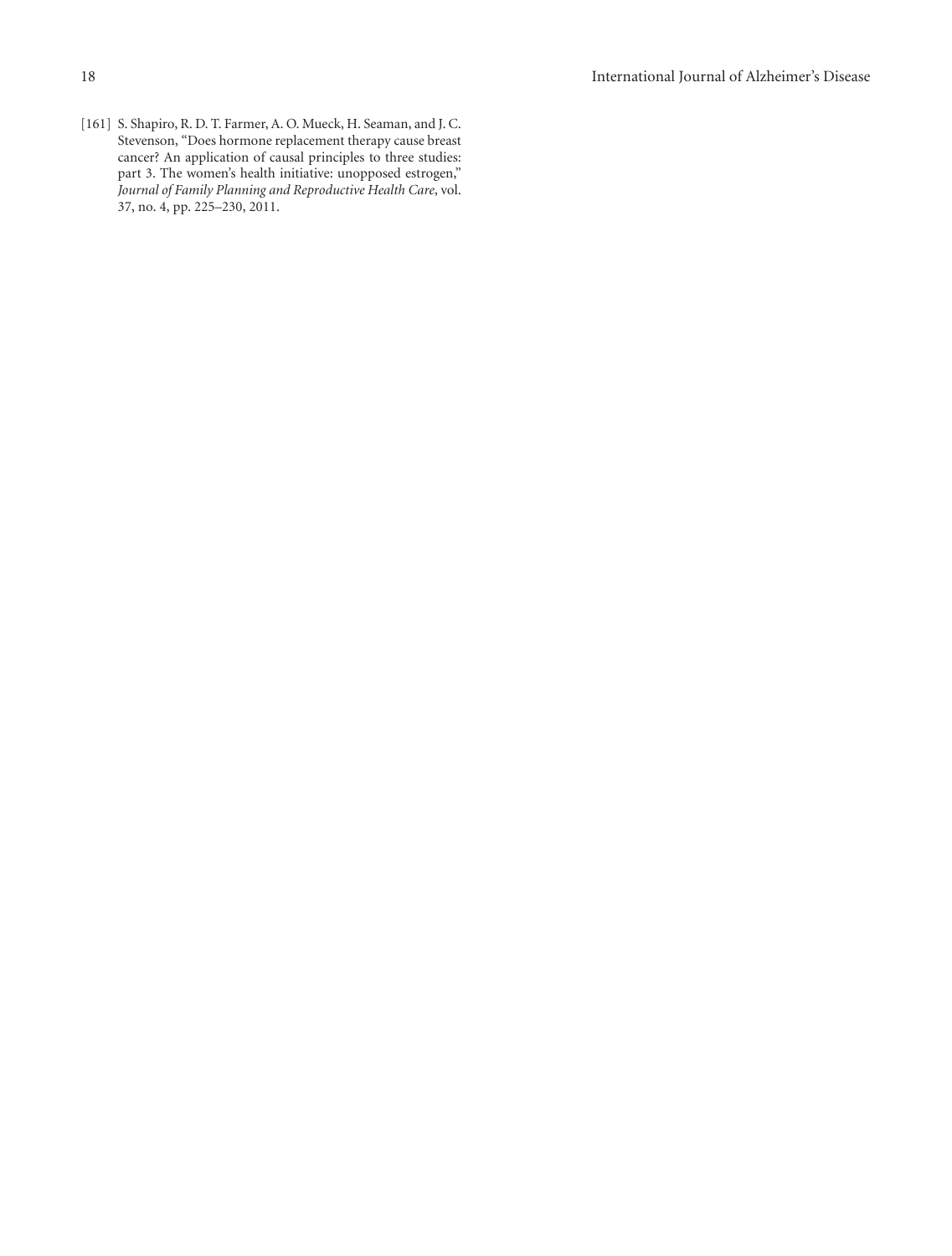[161] S. Shapiro, R. D. T. Farmer, A. O. Mueck, H. Seaman, and J. C. Stevenson, "Does hormone replacement therapy cause breast cancer? An application of causal principles to three studies: part 3. The women's health initiative: unopposed estrogen," *Journal of Family Planning and Reproductive Health Care*, vol. 37, no. 4, pp. 225–230, 2011.